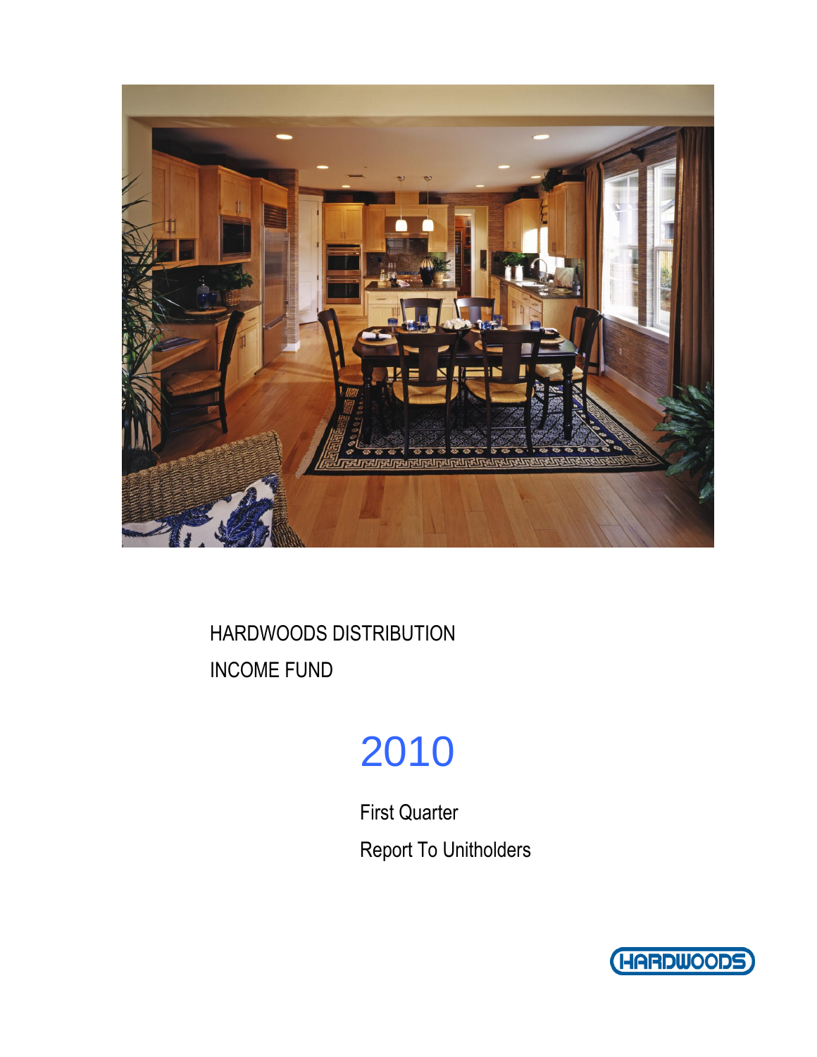# HARDWOODS DISTRIBUTION INCOME FUND

# 2010

## First Quarter

## Report To Unitholders

HARDWOODS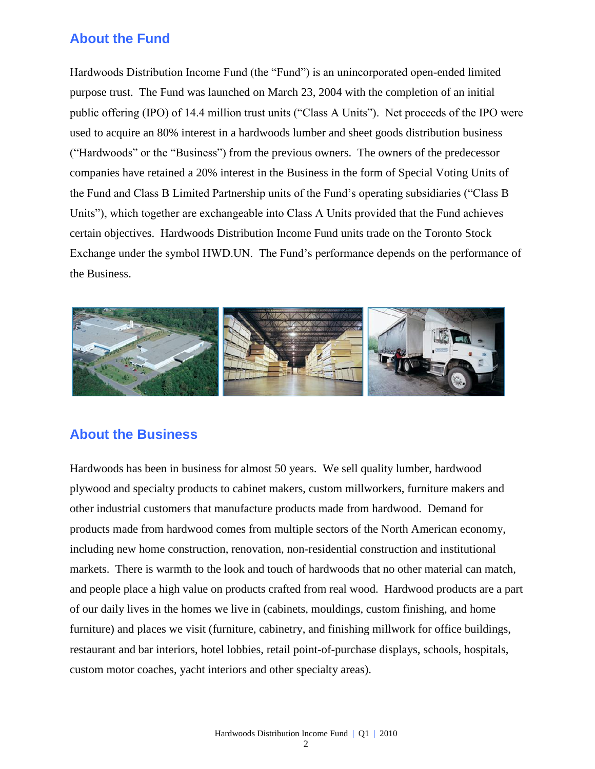## About the Fund

Hardwoods Distribution Income Fund (the "Fund") is an unincorporated open-ended limited purpose trust. The Fund was launched on March 23, 2004 with the completion of an initial public offering (IPO) of 14.4 million trust units ("Class A Units"). Net proceeds of the IPO were used to acquire an 80% interest in a hardwoods lumber and sheet goods distribution business ("Hardwoods" or the "Business") from the previous owners. The owners of the predecessor companies have retained a 20% interest in the Business in the form of Special Voting Units of the Fund and Class B Limited Partnership units of the Fund's operating subsidiaries ("Class B Units"), which together are exchangeable into Class A Units provided that the Fund achieves certain objectives. Hardwoods Distribution Income Fund units trade on the Toronto Stock Exchange under the symbol HWD.UN. The Fund's performance depends on the performance of the Business.

## About the Business

Hardwoods has been in business for almost 50 years. We sell quality lumber, hardwood plywood and specialty products to cabinet makers, custom millworkers, furniture makers and other industrial customers that manufacture products made from hardwood. Demand for products made from hardwood comes from multiple sectors of the North American economy, including new home construction, renovation, non-residential construction and institutional markets. There is warmth to the look and touch of hardwoods that no other material can match, and people place a high value on products crafted from real wood. Hardwood products are a part of our daily lives in the homes we live in (cabinets, mouldings, custom finishing, and home furniture) and places we visit (furniture, cabinetry, and finishing millwork for office buildings, restaurant and bar interiors, hotel lobbies, retail point-of-purchase displays, schools, hospitals, custom motor coaches, yacht interiors and other specialty areas).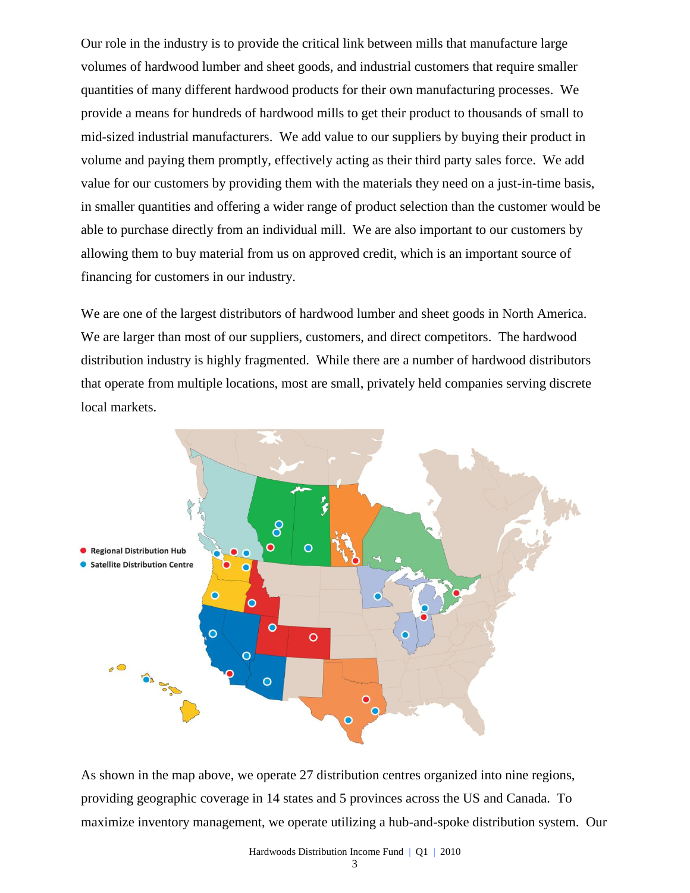Our role in the industry is to provide the critical link between mills that manufacture large volumes of hardwood lumber and sheet goods, and industrial customers that require smaller quantities of many different hardwood products for their own manufacturing processes. We provide a means for hundreds of hardwood mills to get their product to thousands of small to mid-sized industrial manufacturers. We add value to our suppliers by buying their product in volume and paying them promptly, effectively acting as their third party sales force. We add value for our customers by providing them with the materials they need on a just-in-time basis, in smaller quantities and offering a wider range of product selection than the customer would be able to purchase directly from an individual mill. We are also important to our customers by allowing them to buy material from us on approved credit, which is an important source of financing for customers in our industry.

We are one of the largest distributors of hardwood lumber and sheet goods in North America. We are larger than most of our suppliers, customers, and direct competitors. The hardwood distribution industry is highly fragmented. While there are a number of hardwood distributors that operate from multiple locations, most are small, privately held companies serving discrete local markets.

Regional Distribution Hub
Satellite Distribution Centre

As shown in the map above, we operate 27 distribution centres organized into nine regions, providing geographic coverage in 14 states and 5 provinces across the US and Canada. To maximize inventory management, we operate utilizing a hub-and-spoke distribution system. Our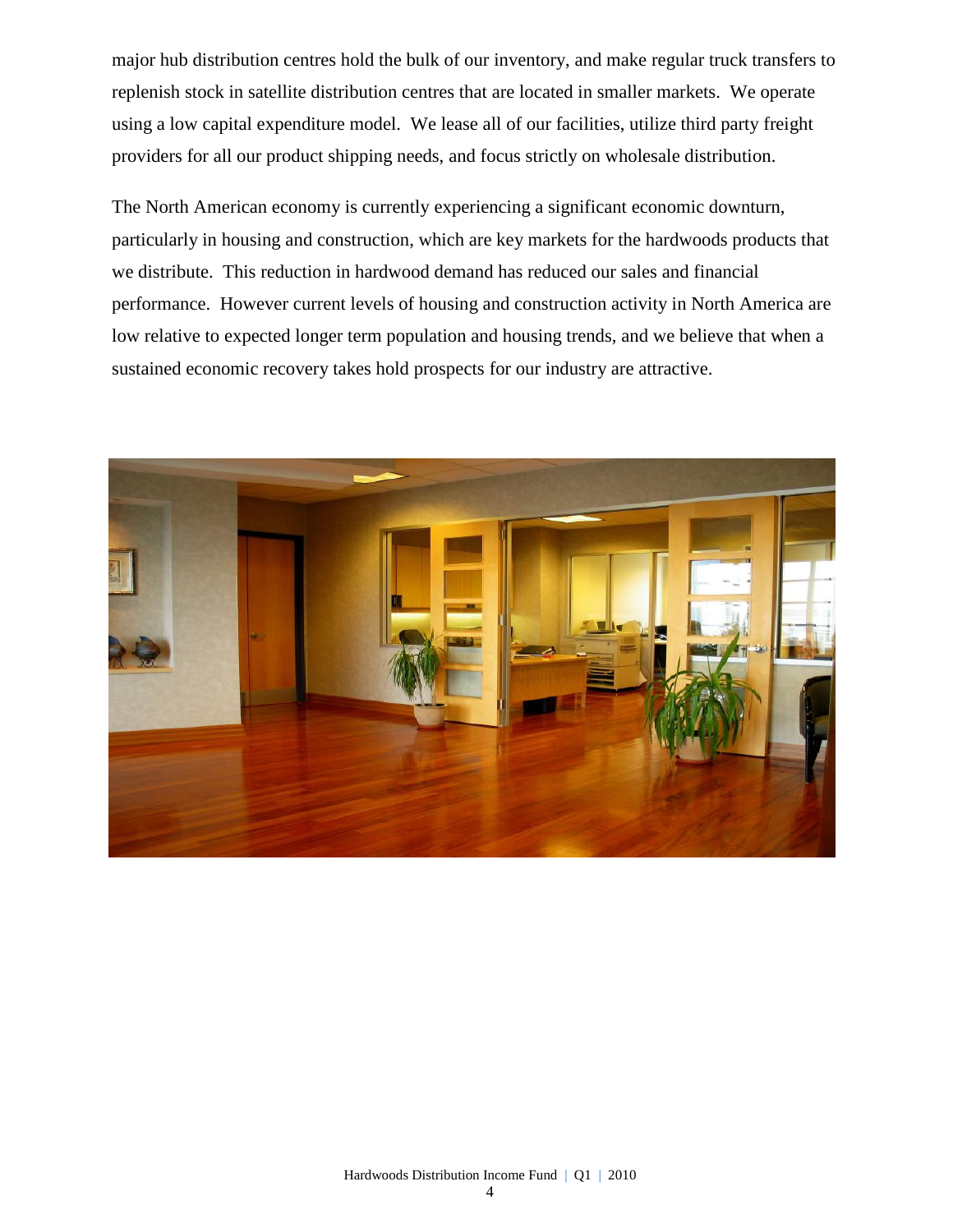major hub distribution centres hold the bulk of our inventory, and make regular truck transfers to replenish stock in satellite distribution centres that are located in smaller markets. We operate using a low capital expenditure model. We lease all of our facilities, utilize third party freight providers for all our product shipping needs, and focus strictly on wholesale distribution.

The North American economy is currently experiencing a significant economic downturn, particularly in housing and construction, which are key markets for the hardwoods products that we distribute. This reduction in hardwood demand has reduced our sales and financial performance. However current levels of housing and construction activity in North America are low relative to expected longer term population and housing trends, and we believe that when a sustained economic recovery takes hold prospects for our industry are attractive.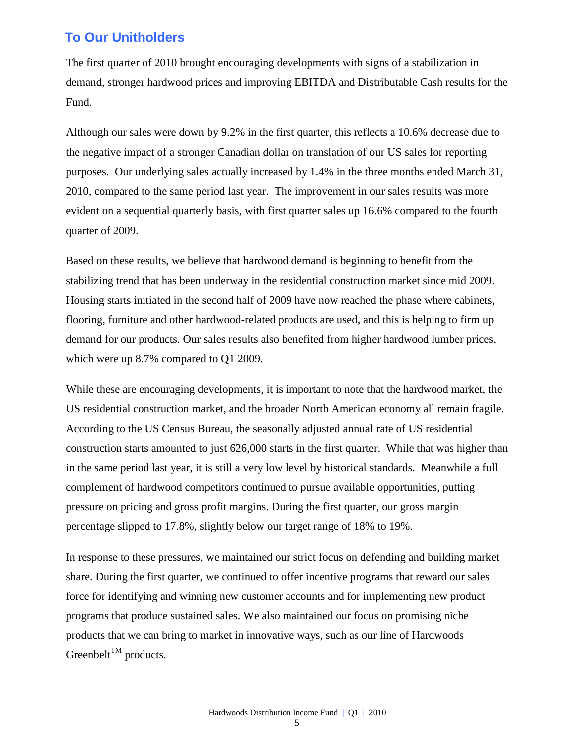## To Our Unitholders

The first quarter of 2010 brought encouraging developments with signs of a stabilization in demand, stronger hardwood prices and improving EBITDA and Distributable Cash results for the Fund.

Although our sales were down by 9.2% in the first quarter, this reflects a 10.6% decrease due to the negative impact of a stronger Canadian dollar on translation of our US sales for reporting purposes. Our underlying sales actually increased by 1.4% in the three months ended March 31, 2010, compared to the same period last year. The improvement in our sales results was more evident on a sequential quarterly basis, with first quarter sales up 16.6% compared to the fourth quarter of 2009.

Based on these results, we believe that hardwood demand is beginning to benefit from the stabilizing trend that has been underway in the residential construction market since mid 2009. Housing starts initiated in the second half of 2009 have now reached the phase where cabinets, flooring, furniture and other hardwood-related products are used, and this is helping to firm up demand for our products. Our sales results also benefited from higher hardwood lumber prices, which were up 8.7% compared to Q1 2009.

While these are encouraging developments, it is important to note that the hardwood market, the US residential construction market, and the broader North American economy all remain fragile. According to the US Census Bureau, the seasonally adjusted annual rate of US residential construction starts amounted to just 626,000 starts in the first quarter. While that was higher than in the same period last year, it is still a very low level by historical standards. Meanwhile a full complement of hardwood competitors continued to pursue available opportunities, putting pressure on pricing and gross profit margins. During the first quarter, our gross margin percentage slipped to 17.8%, slightly below our target range of 18% to 19%.

In response to these pressures, we maintained our strict focus on defending and building market share. During the first quarter, we continued to offer incentive programs that reward our sales force for identifying and winning new customer accounts and for implementing new product programs that produce sustained sales. We also maintained our focus on promising niche products that we can bring to market in innovative ways, such as our line of Hardwoods Greenbelt™ products.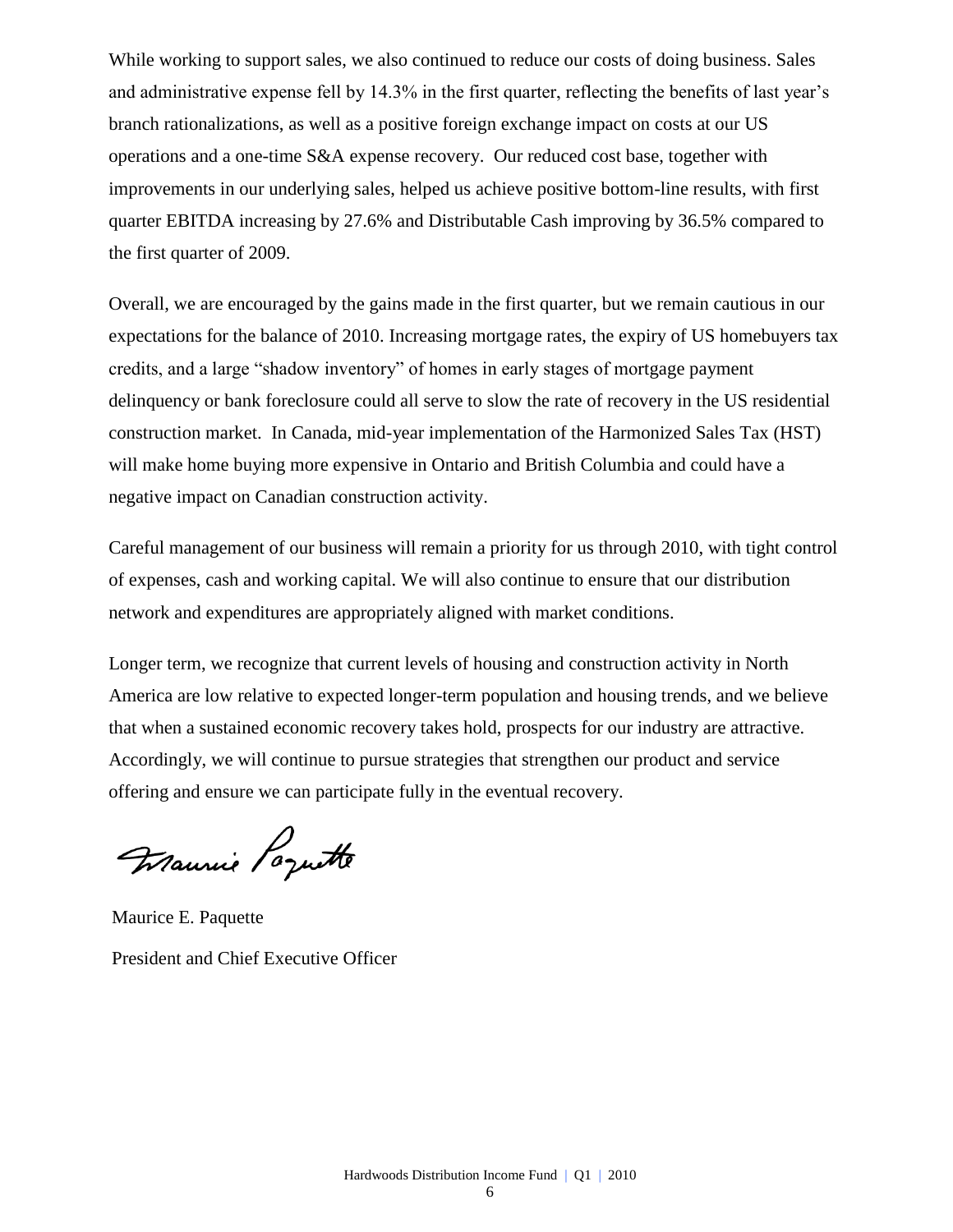While working to support sales, we also continued to reduce our costs of doing business. Sales and administrative expense fell by 14.3% in the first quarter, reflecting the benefits of last year's branch rationalizations, as well as a positive foreign exchange impact on costs at our US operations and a one-time S&A expense recovery. Our reduced cost base, together with improvements in our underlying sales, helped us achieve positive bottom-line results, with first quarter EBITDA increasing by 27.6% and Distributable Cash improving by 36.5% compared to the first quarter of 2009.

Overall, we are encouraged by the gains made in the first quarter, but we remain cautious in our expectations for the balance of 2010. Increasing mortgage rates, the expiry of US homebuyers tax credits, and a large "shadow inventory" of homes in early stages of mortgage payment delinquency or bank foreclosure could all serve to slow the rate of recovery in the US residential construction market. In Canada, mid-year implementation of the Harmonized Sales Tax (HST) will make home buying more expensive in Ontario and British Columbia and could have a negative impact on Canadian construction activity.

Careful management of our business will remain a priority for us through 2010, with tight control of expenses, cash and working capital. We will also continue to ensure that our distribution network and expenditures are appropriately aligned with market conditions.

Longer term, we recognize that current levels of housing and construction activity in North America are low relative to expected longer-term population and housing trends, and we believe that when a sustained economic recovery takes hold, prospects for our industry are attractive. Accordingly, we will continue to pursue strategies that strengthen our product and service offering and ensure we can participate fully in the eventual recovery.

Maurice E. Paquette

President and Chief Executive Officer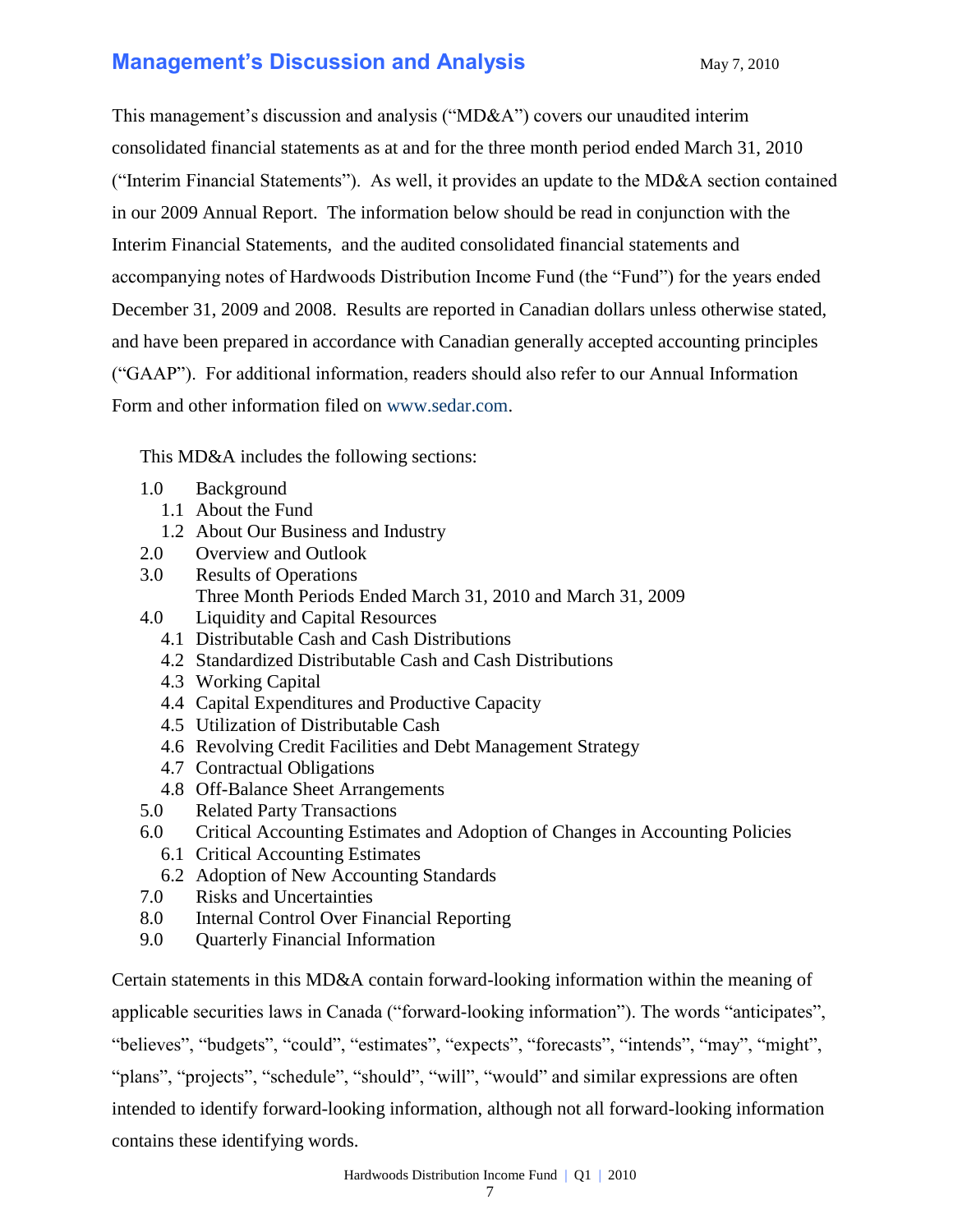# Management's Discussion and Analysis

May 7, 2010

This management's discussion and analysis ("MD&A") covers our unaudited interim consolidated financial statements as at and for the three month period ended March 31, 2010 ("Interim Financial Statements"). As well, it provides an update to the MD&A section contained in our 2009 Annual Report. The information below should be read in conjunction with the Interim Financial Statements, and the audited consolidated financial statements and accompanying notes of Hardwoods Distribution Income Fund (the "Fund") for the years ended December 31, 2009 and 2008. Results are reported in Canadian dollars unless otherwise stated, and have been prepared in accordance with Canadian generally accepted accounting principles ("GAAP"). For additional information, readers should also refer to our Annual Information Form and other information filed on www.sedar.com.

This MD&A includes the following sections:

- 1.0 Background
  - 1.1 About the Fund
  - 1.2 About Our Business and Industry
- 2.0 Overview and Outlook
- 3.0 Results of Operations
  - Three Month Periods Ended March 31, 2010 and March 31, 2009
- 4.0 Liquidity and Capital Resources
  - 4.1 Distributable Cash and Cash Distributions
  - 4.2 Standardized Distributable Cash and Cash Distributions
  - 4.3 Working Capital
  - 4.4 Capital Expenditures and Productive Capacity
  - 4.5 Utilization of Distributable Cash
  - 4.6 Revolving Credit Facilities and Debt Management Strategy
  - 4.7 Contractual Obligations
  - 4.8 Off-Balance Sheet Arrangements
- 5.0 Related Party Transactions
- 6.0 Critical Accounting Estimates and Adoption of Changes in Accounting Policies
  - 6.1 Critical Accounting Estimates
  - 6.2 Adoption of New Accounting Standards
- 7.0 Risks and Uncertainties
- 8.0 Internal Control Over Financial Reporting
- 9.0 Quarterly Financial Information

Certain statements in this MD&A contain forward-looking information within the meaning of applicable securities laws in Canada ("forward-looking information"). The words "anticipates", "believes", "budgets", "could", "estimates", "expects", "forecasts", "intends", "may", "might", "plans", "projects", "schedule", "should", "will", "would" and similar expressions are often intended to identify forward-looking information, although not all forward-looking information contains these identifying words.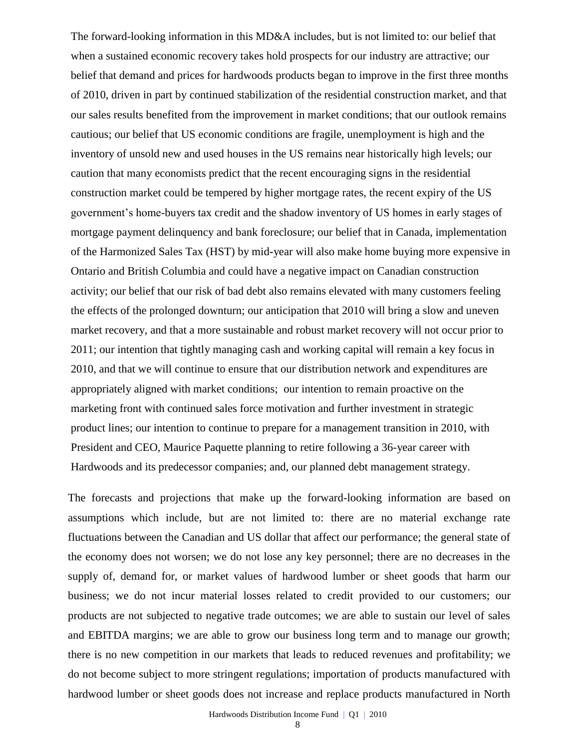The forward-looking information in this MD&A includes, but is not limited to: our belief that when a sustained economic recovery takes hold prospects for our industry are attractive; our belief that demand and prices for hardwoods products began to improve in the first three months of 2010, driven in part by continued stabilization of the residential construction market, and that our sales results benefited from the improvement in market conditions; that our outlook remains cautious; our belief that US economic conditions are fragile, unemployment is high and the inventory of unsold new and used houses in the US remains near historically high levels; our caution that many economists predict that the recent encouraging signs in the residential construction market could be tempered by higher mortgage rates, the recent expiry of the US government's home-buyers tax credit and the shadow inventory of US homes in early stages of mortgage payment delinquency and bank foreclosure; our belief that in Canada, implementation of the Harmonized Sales Tax (HST) by mid-year will also make home buying more expensive in Ontario and British Columbia and could have a negative impact on Canadian construction activity; our belief that our risk of bad debt also remains elevated with many customers feeling the effects of the prolonged downturn; our anticipation that 2010 will bring a slow and uneven market recovery, and that a more sustainable and robust market recovery will not occur prior to 2011; our intention that tightly managing cash and working capital will remain a key focus in 2010, and that we will continue to ensure that our distribution network and expenditures are appropriately aligned with market conditions; our intention to remain proactive on the marketing front with continued sales force motivation and further investment in strategic product lines; our intention to continue to prepare for a management transition in 2010, with President and CEO, Maurice Paquette planning to retire following a 36-year career with Hardwoods and its predecessor companies; and, our planned debt management strategy.

The forecasts and projections that make up the forward-looking information are based on assumptions which include, but are not limited to: there are no material exchange rate fluctuations between the Canadian and US dollar that affect our performance; the general state of the economy does not worsen; we do not lose any key personnel; there are no decreases in the supply of, demand for, or market values of hardwood lumber or sheet goods that harm our business; we do not incur material losses related to credit provided to our customers; our products are not subjected to negative trade outcomes; we are able to sustain our level of sales and EBITDA margins; we are able to grow our business long term and to manage our growth; there is no new competition in our markets that leads to reduced revenues and profitability; we do not become subject to more stringent regulations; importation of products manufactured with hardwood lumber or sheet goods does not increase and replace products manufactured in North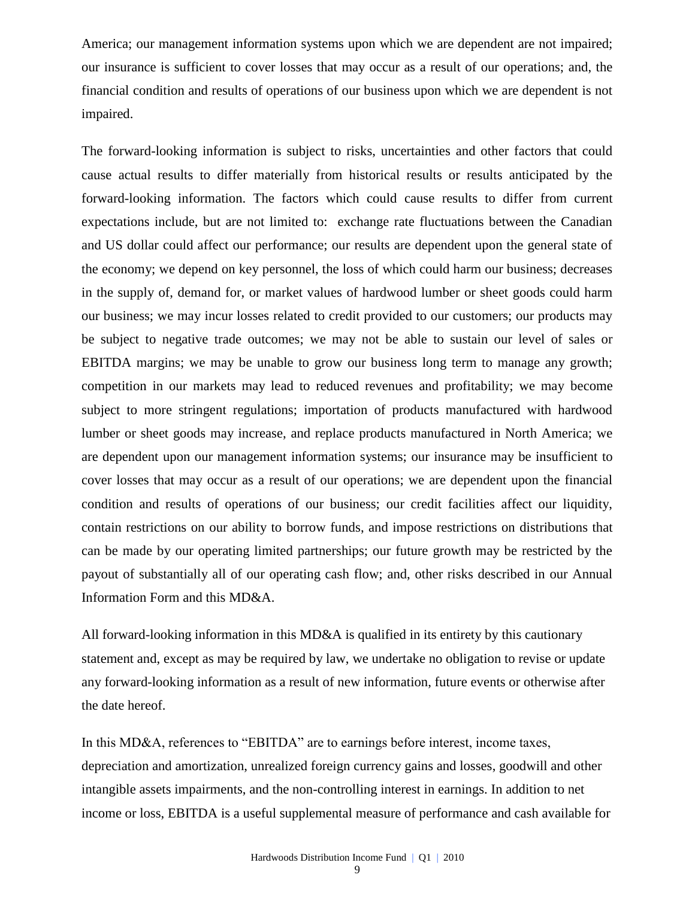America; our management information systems upon which we are dependent are not impaired; our insurance is sufficient to cover losses that may occur as a result of our operations; and, the financial condition and results of operations of our business upon which we are dependent is not impaired.

The forward-looking information is subject to risks, uncertainties and other factors that could cause actual results to differ materially from historical results or results anticipated by the forward-looking information. The factors which could cause results to differ from current expectations include, but are not limited to: exchange rate fluctuations between the Canadian and US dollar could affect our performance; our results are dependent upon the general state of the economy; we depend on key personnel, the loss of which could harm our business; decreases in the supply of, demand for, or market values of hardwood lumber or sheet goods could harm our business; we may incur losses related to credit provided to our customers; our products may be subject to negative trade outcomes; we may not be able to sustain our level of sales or EBITDA margins; we may be unable to grow our business long term to manage any growth; competition in our markets may lead to reduced revenues and profitability; we may become subject to more stringent regulations; importation of products manufactured with hardwood lumber or sheet goods may increase, and replace products manufactured in North America; we are dependent upon our management information systems; our insurance may be insufficient to cover losses that may occur as a result of our operations; we are dependent upon the financial condition and results of operations of our business; our credit facilities affect our liquidity, contain restrictions on our ability to borrow funds, and impose restrictions on distributions that can be made by our operating limited partnerships; our future growth may be restricted by the payout of substantially all of our operating cash flow; and, other risks described in our Annual Information Form and this MD&A.

All forward-looking information in this MD&A is qualified in its entirety by this cautionary statement and, except as may be required by law, we undertake no obligation to revise or update any forward-looking information as a result of new information, future events or otherwise after the date hereof.

In this MD&A, references to "EBITDA" are to earnings before interest, income taxes, depreciation and amortization, unrealized foreign currency gains and losses, goodwill and other intangible assets impairments, and the non-controlling interest in earnings. In addition to net income or loss, EBITDA is a useful supplemental measure of performance and cash available for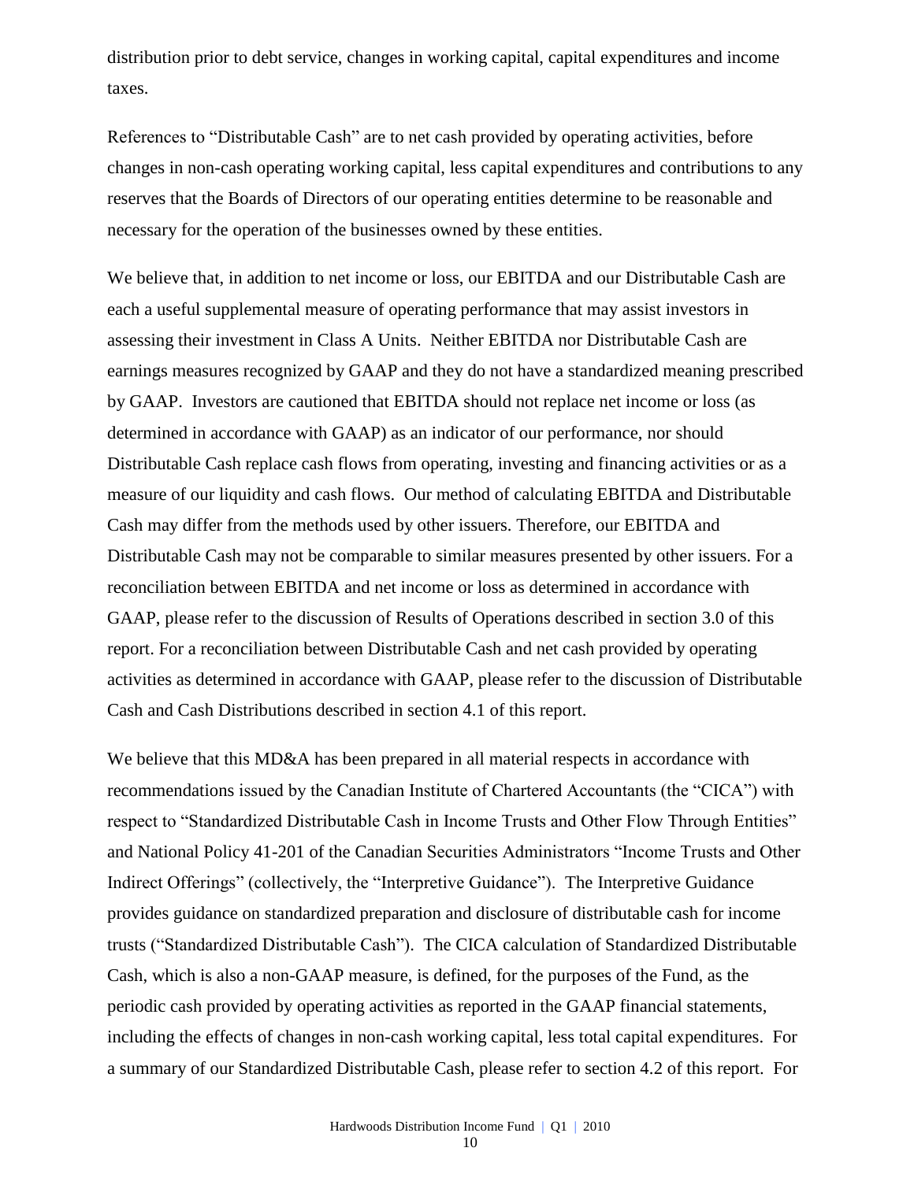distribution prior to debt service, changes in working capital, capital expenditures and income taxes.

References to "Distributable Cash" are to net cash provided by operating activities, before changes in non-cash operating working capital, less capital expenditures and contributions to any reserves that the Boards of Directors of our operating entities determine to be reasonable and necessary for the operation of the businesses owned by these entities.

We believe that, in addition to net income or loss, our EBITDA and our Distributable Cash are each a useful supplemental measure of operating performance that may assist investors in assessing their investment in Class A Units. Neither EBITDA nor Distributable Cash are earnings measures recognized by GAAP and they do not have a standardized meaning prescribed by GAAP. Investors are cautioned that EBITDA should not replace net income or loss (as determined in accordance with GAAP) as an indicator of our performance, nor should Distributable Cash replace cash flows from operating, investing and financing activities or as a measure of our liquidity and cash flows. Our method of calculating EBITDA and Distributable Cash may differ from the methods used by other issuers. Therefore, our EBITDA and Distributable Cash may not be comparable to similar measures presented by other issuers. For a reconciliation between EBITDA and net income or loss as determined in accordance with GAAP, please refer to the discussion of Results of Operations described in section 3.0 of this report. For a reconciliation between Distributable Cash and net cash provided by operating activities as determined in accordance with GAAP, please refer to the discussion of Distributable Cash and Cash Distributions described in section 4.1 of this report.

We believe that this MD&A has been prepared in all material respects in accordance with recommendations issued by the Canadian Institute of Chartered Accountants (the "CICA") with respect to "Standardized Distributable Cash in Income Trusts and Other Flow Through Entities" and National Policy 41-201 of the Canadian Securities Administrators "Income Trusts and Other Indirect Offerings" (collectively, the "Interpretive Guidance"). The Interpretive Guidance provides guidance on standardized preparation and disclosure of distributable cash for income trusts ("Standardized Distributable Cash"). The CICA calculation of Standardized Distributable Cash, which is also a non-GAAP measure, is defined, for the purposes of the Fund, as the periodic cash provided by operating activities as reported in the GAAP financial statements, including the effects of changes in non-cash working capital, less total capital expenditures. For a summary of our Standardized Distributable Cash, please refer to section 4.2 of this report. For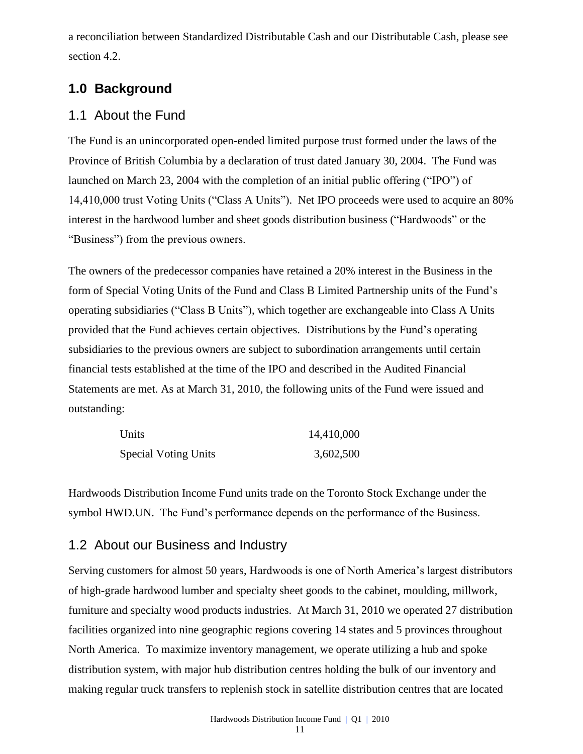a reconciliation between Standardized Distributable Cash and our Distributable Cash, please see section 4.2.

## 1.0 Background

### 1.1 About the Fund

The Fund is an unincorporated open-ended limited purpose trust formed under the laws of the Province of British Columbia by a declaration of trust dated January 30, 2004. The Fund was launched on March 23, 2004 with the completion of an initial public offering ("IPO") of 14,410,000 trust Voting Units ("Class A Units"). Net IPO proceeds were used to acquire an 80% interest in the hardwood lumber and sheet goods distribution business ("Hardwoods" or the "Business") from the previous owners.

The owners of the predecessor companies have retained a 20% interest in the Business in the form of Special Voting Units of the Fund and Class B Limited Partnership units of the Fund's operating subsidiaries ("Class B Units"), which together are exchangeable into Class A Units provided that the Fund achieves certain objectives. Distributions by the Fund's operating subsidiaries to the previous owners are subject to subordination arrangements until certain financial tests established at the time of the IPO and described in the Audited Financial Statements are met. As at March 31, 2010, the following units of the Fund were issued and outstanding:

| | |
|---|---|
| Units | 14,410,000 |
| Special Voting Units | 3,602,500 |

Hardwoods Distribution Income Fund units trade on the Toronto Stock Exchange under the symbol HWD.UN. The Fund's performance depends on the performance of the Business.

### 1.2 About our Business and Industry

Serving customers for almost 50 years, Hardwoods is one of North America's largest distributors of high-grade hardwood lumber and specialty sheet goods to the cabinet, moulding, millwork, furniture and specialty wood products industries. At March 31, 2010 we operated 27 distribution facilities organized into nine geographic regions covering 14 states and 5 provinces throughout North America. To maximize inventory management, we operate utilizing a hub and spoke distribution system, with major hub distribution centres holding the bulk of our inventory and making regular truck transfers to replenish stock in satellite distribution centres that are located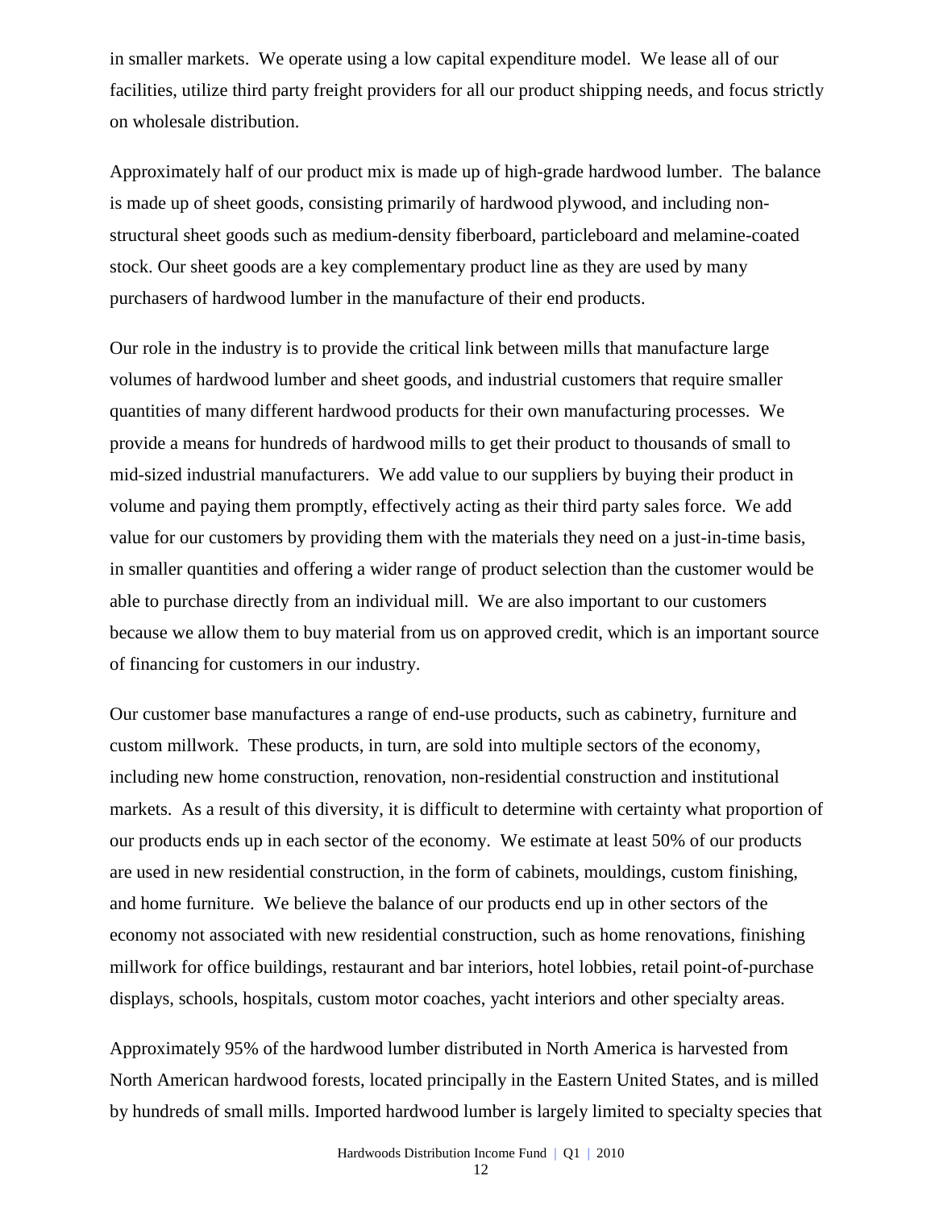in smaller markets. We operate using a low capital expenditure model. We lease all of our facilities, utilize third party freight providers for all our product shipping needs, and focus strictly on wholesale distribution.

Approximately half of our product mix is made up of high-grade hardwood lumber. The balance is made up of sheet goods, consisting primarily of hardwood plywood, and including non-structural sheet goods such as medium-density fiberboard, particleboard and melamine-coated stock. Our sheet goods are a key complementary product line as they are used by many purchasers of hardwood lumber in the manufacture of their end products.

Our role in the industry is to provide the critical link between mills that manufacture large volumes of hardwood lumber and sheet goods, and industrial customers that require smaller quantities of many different hardwood products for their own manufacturing processes. We provide a means for hundreds of hardwood mills to get their product to thousands of small to mid-sized industrial manufacturers. We add value to our suppliers by buying their product in volume and paying them promptly, effectively acting as their third party sales force. We add value for our customers by providing them with the materials they need on a just-in-time basis, in smaller quantities and offering a wider range of product selection than the customer would be able to purchase directly from an individual mill. We are also important to our customers because we allow them to buy material from us on approved credit, which is an important source of financing for customers in our industry.

Our customer base manufactures a range of end-use products, such as cabinetry, furniture and custom millwork. These products, in turn, are sold into multiple sectors of the economy, including new home construction, renovation, non-residential construction and institutional markets. As a result of this diversity, it is difficult to determine with certainty what proportion of our products ends up in each sector of the economy. We estimate at least 50% of our products are used in new residential construction, in the form of cabinets, mouldings, custom finishing, and home furniture. We believe the balance of our products end up in other sectors of the economy not associated with new residential construction, such as home renovations, finishing millwork for office buildings, restaurant and bar interiors, hotel lobbies, retail point-of-purchase displays, schools, hospitals, custom motor coaches, yacht interiors and other specialty areas.

Approximately 95% of the hardwood lumber distributed in North America is harvested from North American hardwood forests, located principally in the Eastern United States, and is milled by hundreds of small mills. Imported hardwood lumber is largely limited to specialty species that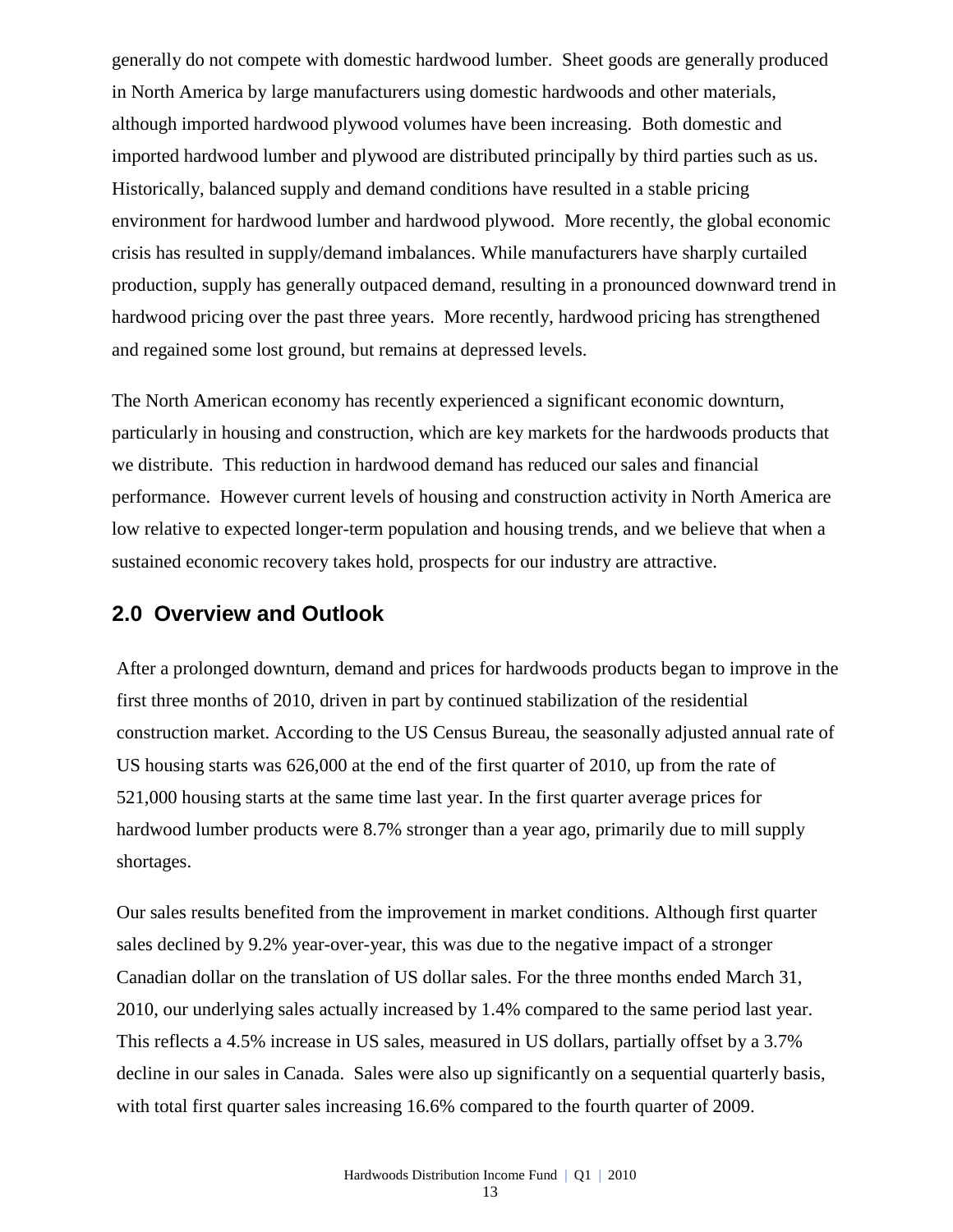generally do not compete with domestic hardwood lumber. Sheet goods are generally produced in North America by large manufacturers using domestic hardwoods and other materials, although imported hardwood plywood volumes have been increasing. Both domestic and imported hardwood lumber and plywood are distributed principally by third parties such as us. Historically, balanced supply and demand conditions have resulted in a stable pricing environment for hardwood lumber and hardwood plywood. More recently, the global economic crisis has resulted in supply/demand imbalances. While manufacturers have sharply curtailed production, supply has generally outpaced demand, resulting in a pronounced downward trend in hardwood pricing over the past three years. More recently, hardwood pricing has strengthened and regained some lost ground, but remains at depressed levels.

The North American economy has recently experienced a significant economic downturn, particularly in housing and construction, which are key markets for the hardwoods products that we distribute. This reduction in hardwood demand has reduced our sales and financial performance. However current levels of housing and construction activity in North America are low relative to expected longer-term population and housing trends, and we believe that when a sustained economic recovery takes hold, prospects for our industry are attractive.

## 2.0 Overview and Outlook

After a prolonged downturn, demand and prices for hardwoods products began to improve in the first three months of 2010, driven in part by continued stabilization of the residential construction market. According to the US Census Bureau, the seasonally adjusted annual rate of US housing starts was 626,000 at the end of the first quarter of 2010, up from the rate of 521,000 housing starts at the same time last year. In the first quarter average prices for hardwood lumber products were 8.7% stronger than a year ago, primarily due to mill supply shortages.

Our sales results benefited from the improvement in market conditions. Although first quarter sales declined by 9.2% year-over-year, this was due to the negative impact of a stronger Canadian dollar on the translation of US dollar sales. For the three months ended March 31, 2010, our underlying sales actually increased by 1.4% compared to the same period last year. This reflects a 4.5% increase in US sales, measured in US dollars, partially offset by a 3.7% decline in our sales in Canada. Sales were also up significantly on a sequential quarterly basis, with total first quarter sales increasing 16.6% compared to the fourth quarter of 2009.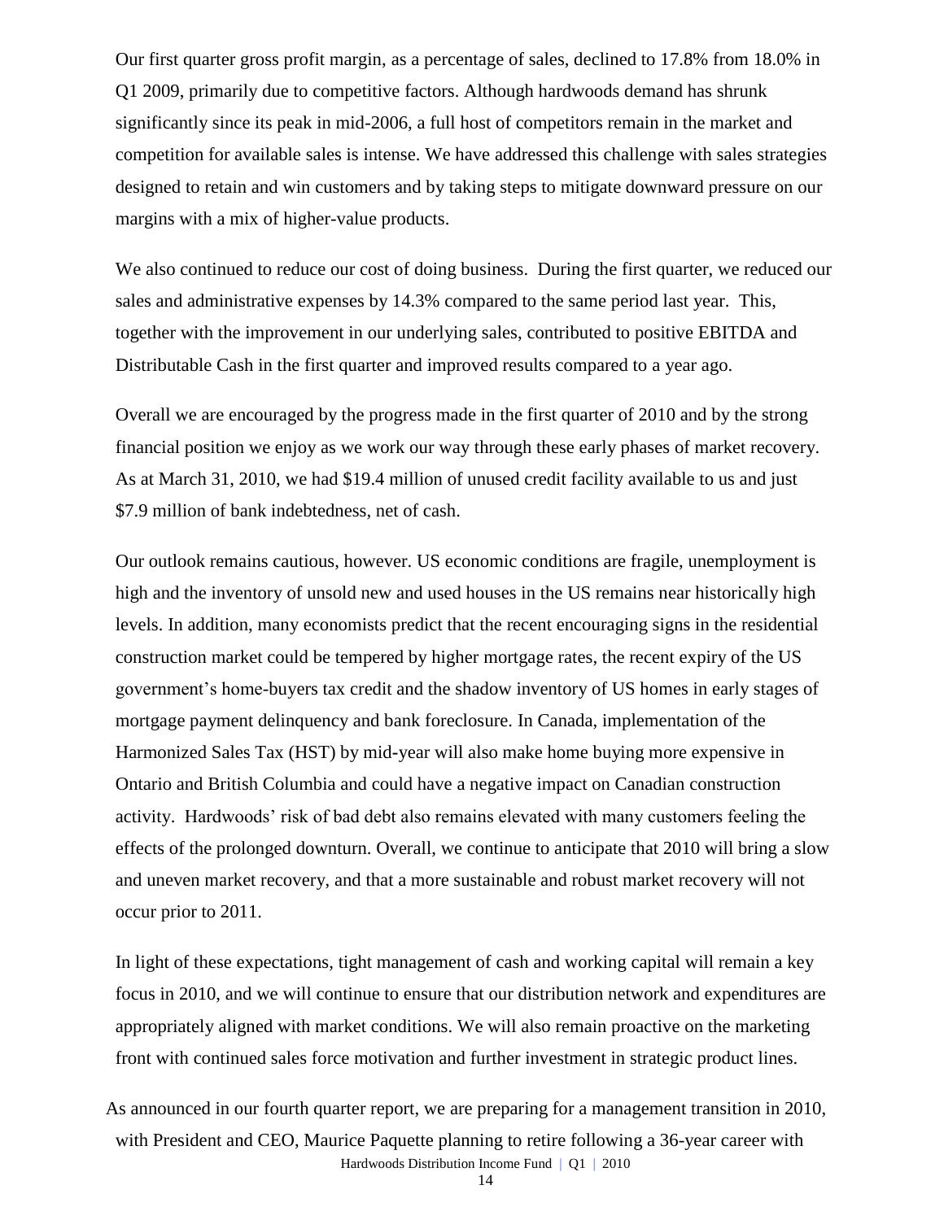Our first quarter gross profit margin, as a percentage of sales, declined to 17.8% from 18.0% in Q1 2009, primarily due to competitive factors. Although hardwoods demand has shrunk significantly since its peak in mid-2006, a full host of competitors remain in the market and competition for available sales is intense. We have addressed this challenge with sales strategies designed to retain and win customers and by taking steps to mitigate downward pressure on our margins with a mix of higher-value products.

We also continued to reduce our cost of doing business. During the first quarter, we reduced our sales and administrative expenses by 14.3% compared to the same period last year. This, together with the improvement in our underlying sales, contributed to positive EBITDA and Distributable Cash in the first quarter and improved results compared to a year ago.

Overall we are encouraged by the progress made in the first quarter of 2010 and by the strong financial position we enjoy as we work our way through these early phases of market recovery. As at March 31, 2010, we had $19.4 million of unused credit facility available to us and just $7.9 million of bank indebtedness, net of cash.

Our outlook remains cautious, however. US economic conditions are fragile, unemployment is high and the inventory of unsold new and used houses in the US remains near historically high levels. In addition, many economists predict that the recent encouraging signs in the residential construction market could be tempered by higher mortgage rates, the recent expiry of the US government's home-buyers tax credit and the shadow inventory of US homes in early stages of mortgage payment delinquency and bank foreclosure. In Canada, implementation of the Harmonized Sales Tax (HST) by mid-year will also make home buying more expensive in Ontario and British Columbia and could have a negative impact on Canadian construction activity. Hardwoods' risk of bad debt also remains elevated with many customers feeling the effects of the prolonged downturn. Overall, we continue to anticipate that 2010 will bring a slow and uneven market recovery, and that a more sustainable and robust market recovery will not occur prior to 2011.

In light of these expectations, tight management of cash and working capital will remain a key focus in 2010, and we will continue to ensure that our distribution network and expenditures are appropriately aligned with market conditions. We will also remain proactive on the marketing front with continued sales force motivation and further investment in strategic product lines.

As announced in our fourth quarter report, we are preparing for a management transition in 2010, with President and CEO, Maurice Paquette planning to retire following a 36-year career with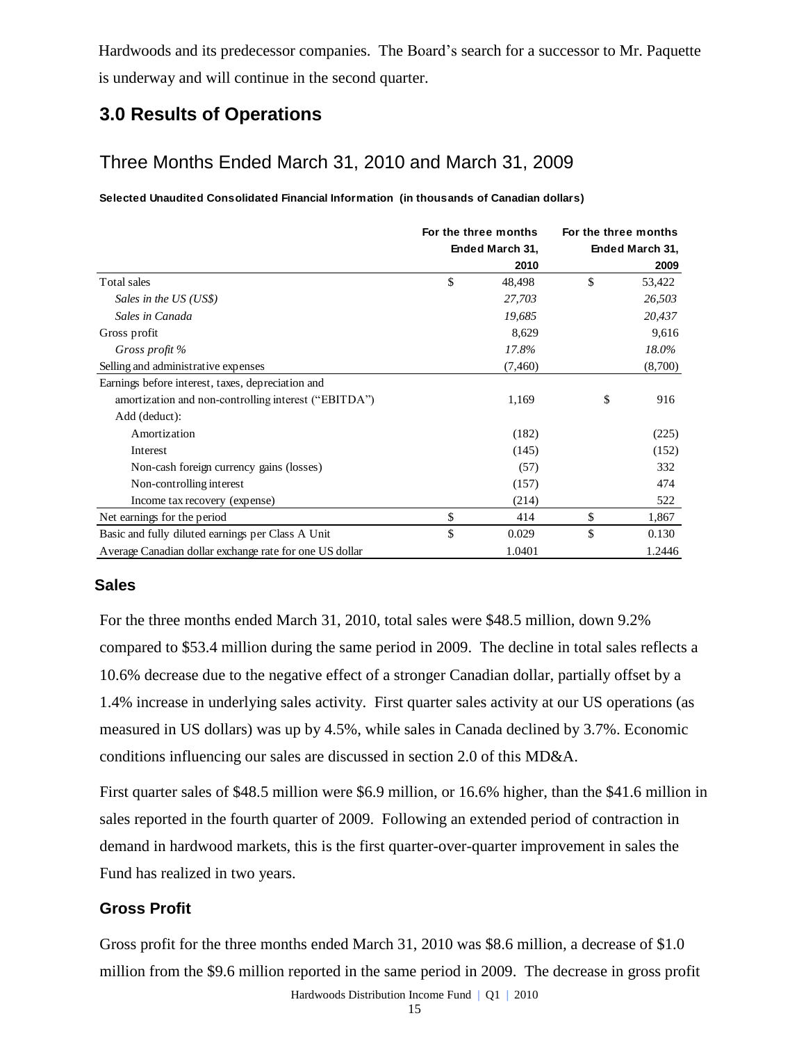Hardwoods and its predecessor companies. The Board's search for a successor to Mr. Paquette is underway and will continue in the second quarter.

## 3.0 Results of Operations

### Three Months Ended March 31, 2010 and March 31, 2009

**Selected Unaudited Consolidated Financial Information (in thousands of Canadian dollars)**

| | For the three months Ended March 31, 2010 | For the three months Ended March 31, 2009 |
|---|---|---|
| Total sales | $ 48,498 | $ 53,422 |
| *Sales in the US (US$)* | *27,703* | *26,503* |
| *Sales in Canada* | *19,685* | *20,437* |
| Gross profit | 8,629 | 9,616 |
| *Gross profit %* | *17.8%* | *18.0%* |
| Selling and administrative expenses | (7,460) | (8,700) |
| Earnings before interest, taxes, depreciation and amortization and non-controlling interest ("EBITDA") | 1,169 | $ 916 |
| Add (deduct): | | |
| Amortization | (182) | (225) |
| Interest | (145) | (152) |
| Non-cash foreign currency gains (losses) | (57) | 332 |
| Non-controlling interest | (157) | 474 |
| Income tax recovery (expense) | (214) | 522 |
| Net earnings for the period | $ 414 | $ 1,867 |
| Basic and fully diluted earnings per Class A Unit | $ 0.029 | $ 0.130 |
| Average Canadian dollar exchange rate for one US dollar | 1.0401 | 1.2446 |

#### Sales

For the three months ended March 31, 2010, total sales were $48.5 million, down 9.2% compared to $53.4 million during the same period in 2009. The decline in total sales reflects a 10.6% decrease due to the negative effect of a stronger Canadian dollar, partially offset by a 1.4% increase in underlying sales activity. First quarter sales activity at our US operations (as measured in US dollars) was up by 4.5%, while sales in Canada declined by 3.7%. Economic conditions influencing our sales are discussed in section 2.0 of this MD&A.

First quarter sales of $48.5 million were $6.9 million, or 16.6% higher, than the $41.6 million in sales reported in the fourth quarter of 2009. Following an extended period of contraction in demand in hardwood markets, this is the first quarter-over-quarter improvement in sales the Fund has realized in two years.

#### Gross Profit

Gross profit for the three months ended March 31, 2010 was $8.6 million, a decrease of $1.0 million from the $9.6 million reported in the same period in 2009. The decrease in gross profit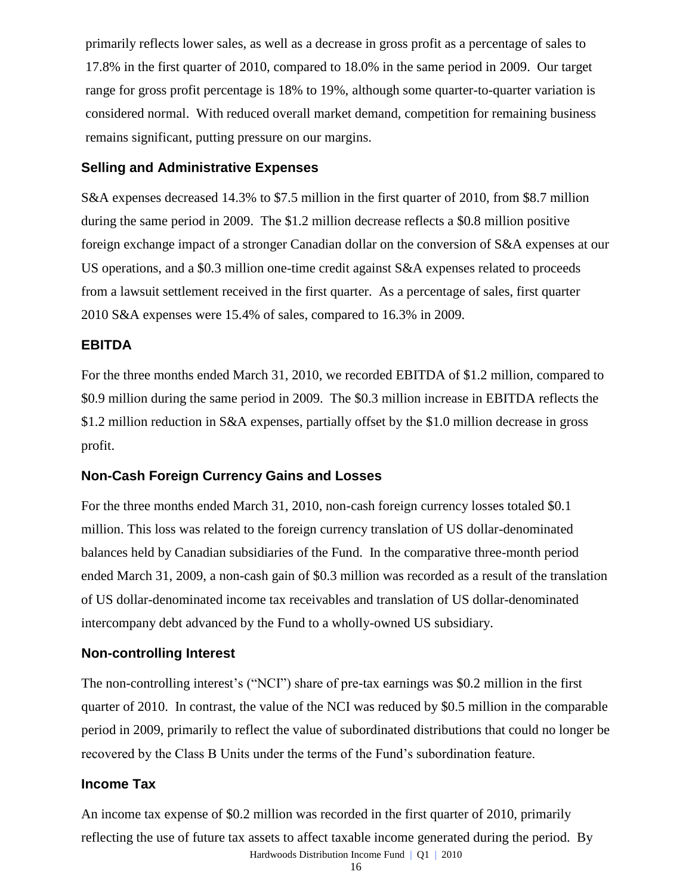primarily reflects lower sales, as well as a decrease in gross profit as a percentage of sales to 17.8% in the first quarter of 2010, compared to 18.0% in the same period in 2009. Our target range for gross profit percentage is 18% to 19%, although some quarter-to-quarter variation is considered normal. With reduced overall market demand, competition for remaining business remains significant, putting pressure on our margins.

### Selling and Administrative Expenses

S&A expenses decreased 14.3% to $7.5 million in the first quarter of 2010, from $8.7 million during the same period in 2009. The $1.2 million decrease reflects a $0.8 million positive foreign exchange impact of a stronger Canadian dollar on the conversion of S&A expenses at our US operations, and a $0.3 million one-time credit against S&A expenses related to proceeds from a lawsuit settlement received in the first quarter. As a percentage of sales, first quarter 2010 S&A expenses were 15.4% of sales, compared to 16.3% in 2009.

### EBITDA

For the three months ended March 31, 2010, we recorded EBITDA of $1.2 million, compared to $0.9 million during the same period in 2009. The $0.3 million increase in EBITDA reflects the $1.2 million reduction in S&A expenses, partially offset by the $1.0 million decrease in gross profit.

### Non-Cash Foreign Currency Gains and Losses

For the three months ended March 31, 2010, non-cash foreign currency losses totaled $0.1 million. This loss was related to the foreign currency translation of US dollar-denominated balances held by Canadian subsidiaries of the Fund. In the comparative three-month period ended March 31, 2009, a non-cash gain of $0.3 million was recorded as a result of the translation of US dollar-denominated income tax receivables and translation of US dollar-denominated intercompany debt advanced by the Fund to a wholly-owned US subsidiary.

### Non-controlling Interest

The non-controlling interest's ("NCI") share of pre-tax earnings was $0.2 million in the first quarter of 2010. In contrast, the value of the NCI was reduced by $0.5 million in the comparable period in 2009, primarily to reflect the value of subordinated distributions that could no longer be recovered by the Class B Units under the terms of the Fund's subordination feature.

### Income Tax

An income tax expense of $0.2 million was recorded in the first quarter of 2010, primarily reflecting the use of future tax assets to affect taxable income generated during the period. By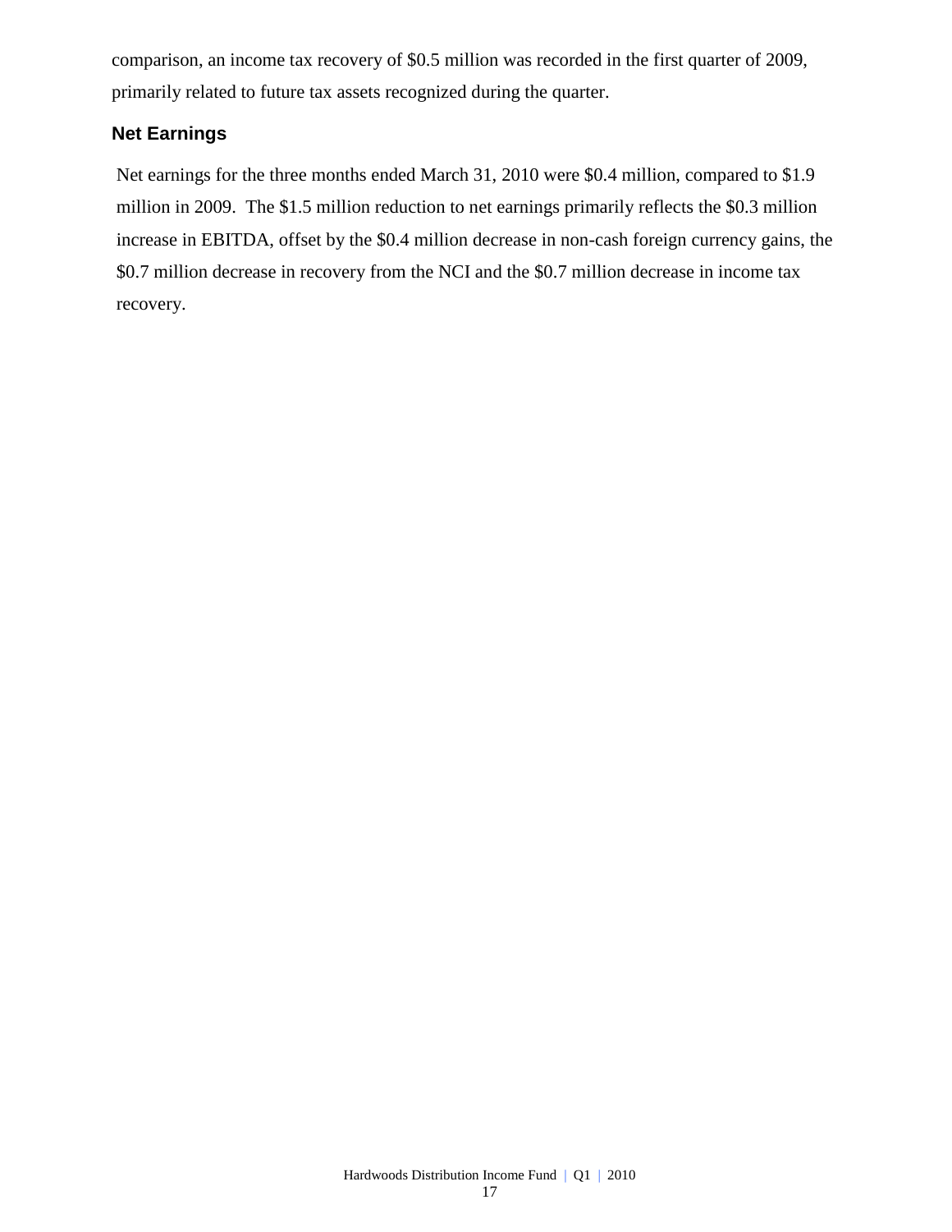comparison, an income tax recovery of $0.5 million was recorded in the first quarter of 2009, primarily related to future tax assets recognized during the quarter.

### Net Earnings

Net earnings for the three months ended March 31, 2010 were $0.4 million, compared to $1.9 million in 2009. The $1.5 million reduction to net earnings primarily reflects the $0.3 million increase in EBITDA, offset by the $0.4 million decrease in non-cash foreign currency gains, the $0.7 million decrease in recovery from the NCI and the $0.7 million decrease in income tax recovery.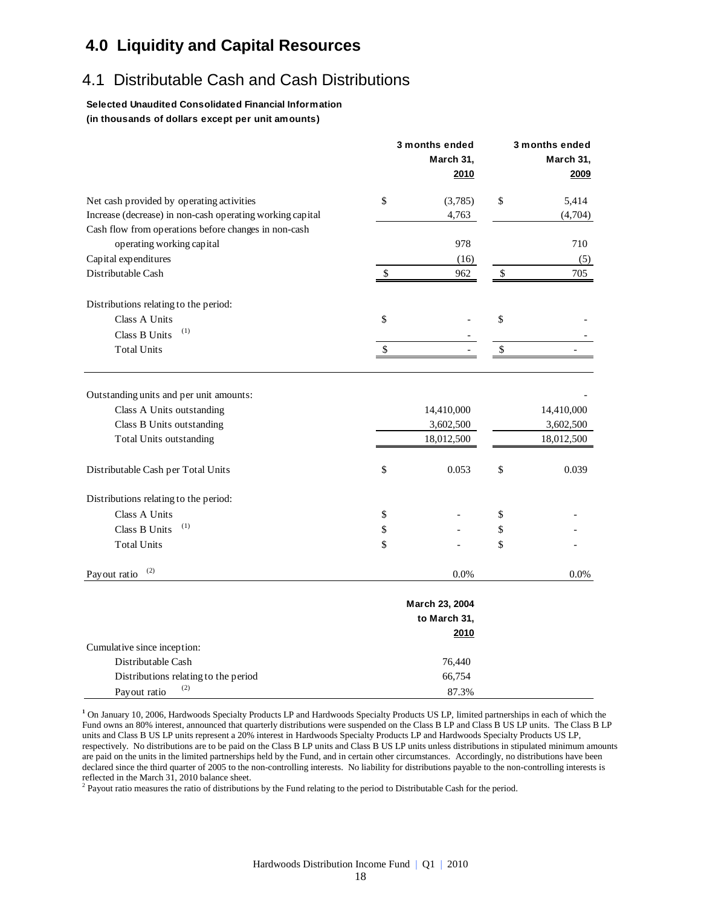# 4.0 Liquidity and Capital Resources

## 4.1 Distributable Cash and Cash Distributions

**Selected Unaudited Consolidated Financial Information**
**(in thousands of dollars except per unit amounts)**

| | 3 months ended March 31, 2010 | 3 months ended March 31, 2009 |
|---|---|---|
| Net cash provided by operating activities | $ (3,785) | $ 5,414 |
| Increase (decrease) in non-cash operating working capital | 4,763 | (4,704) |
| Cash flow from operations before changes in non-cash operating working capital | 978 | 710 |
| Capital expenditures | (16) | (5) |
| Distributable Cash | $ 962 | $ 705 |
| Distributions relating to the period: | | |
| Class A Units | $ - | $ - |
| Class B Units [(1)] | - | - |
| Total Units | $ - | $ - |
| Outstanding units and per unit amounts: | | - |
| Class A Units outstanding | 14,410,000 | 14,410,000 |
| Class B Units outstanding | 3,602,500 | 3,602,500 |
| Total Units outstanding | 18,012,500 | 18,012,500 |
| Distributable Cash per Total Units | $ 0.053 | $ 0.039 |
| Distributions relating to the period: | | |
| Class A Units | $ - | $ - |
| Class B Units [(1)] | $ - | $ - |
| Total Units | $ - | $ - |
| Payout ratio [(2)] | 0.0% | 0.0% |

| | March 23, 2004 to March 31, 2010 |
|---|---|
| Cumulative since inception: | |
| Distributable Cash | 76,440 |
| Distributions relating to the period | 66,754 |
| Payout ratio [(2)] | 87.3% |

[1] On January 10, 2006, Hardwoods Specialty Products LP and Hardwoods Specialty Products US LP, limited partnerships in each of which the Fund owns an 80% interest, announced that quarterly distributions were suspended on the Class B LP and Class B US LP units. The Class B LP units and Class B US LP units represent a 20% interest in Hardwoods Specialty Products LP and Hardwoods Specialty Products US LP, respectively. No distributions are to be paid on the Class B LP units and Class B US LP units unless distributions in stipulated minimum amounts are paid on the units in the limited partnerships held by the Fund, and in certain other circumstances. Accordingly, no distributions have been declared since the third quarter of 2005 to the non-controlling interests. No liability for distributions payable to the non-controlling interests is reflected in the March 31, 2010 balance sheet.

[2] Payout ratio measures the ratio of distributions by the Fund relating to the period to Distributable Cash for the period.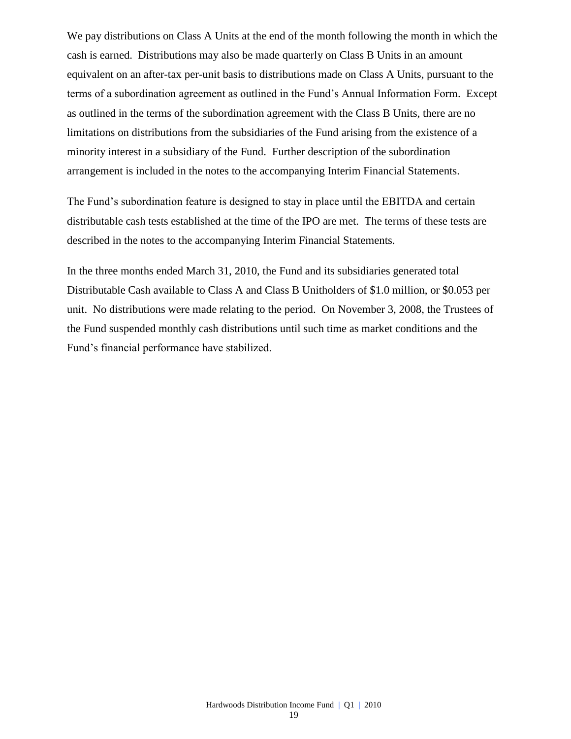We pay distributions on Class A Units at the end of the month following the month in which the cash is earned. Distributions may also be made quarterly on Class B Units in an amount equivalent on an after-tax per-unit basis to distributions made on Class A Units, pursuant to the terms of a subordination agreement as outlined in the Fund's Annual Information Form. Except as outlined in the terms of the subordination agreement with the Class B Units, there are no limitations on distributions from the subsidiaries of the Fund arising from the existence of a minority interest in a subsidiary of the Fund. Further description of the subordination arrangement is included in the notes to the accompanying Interim Financial Statements.

The Fund's subordination feature is designed to stay in place until the EBITDA and certain distributable cash tests established at the time of the IPO are met. The terms of these tests are described in the notes to the accompanying Interim Financial Statements.

In the three months ended March 31, 2010, the Fund and its subsidiaries generated total Distributable Cash available to Class A and Class B Unitholders of $1.0 million, or $0.053 per unit. No distributions were made relating to the period. On November 3, 2008, the Trustees of the Fund suspended monthly cash distributions until such time as market conditions and the Fund's financial performance have stabilized.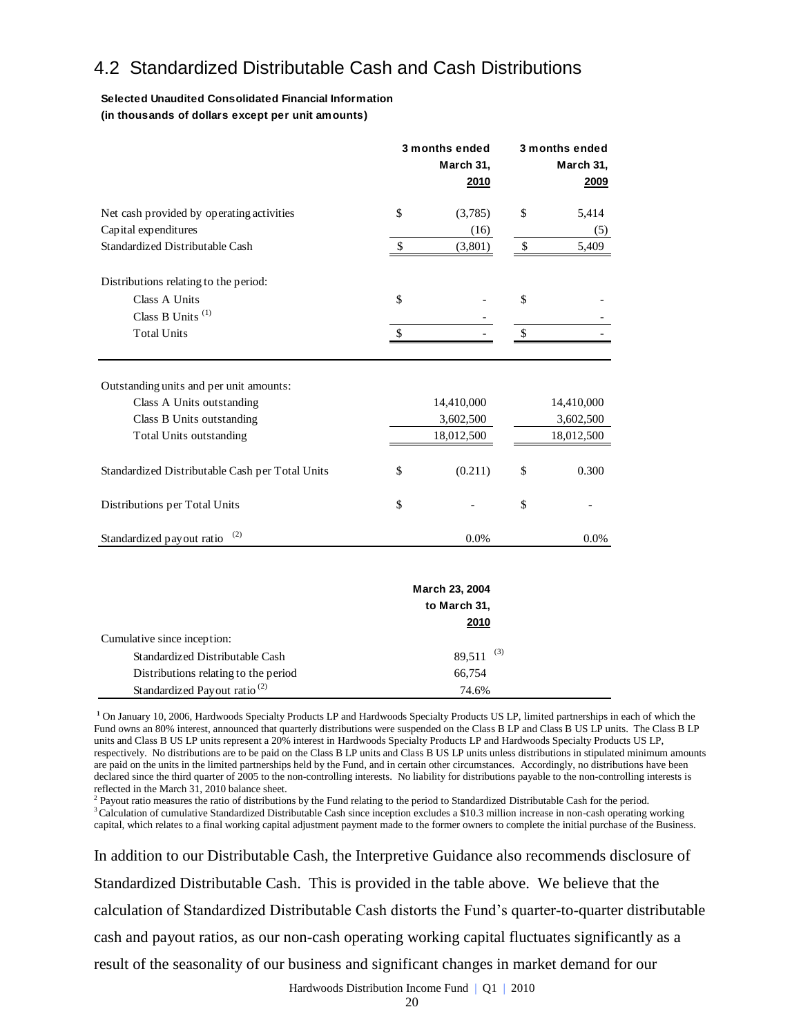## 4.2 Standardized Distributable Cash and Cash Distributions

**Selected Unaudited Consolidated Financial Information**
**(in thousands of dollars except per unit amounts)**

| | 3 months ended March 31, 2010 | 3 months ended March 31, 2009 |
|---|---|---|
| Net cash provided by operating activities | $ (3,785) | $ 5,414 |
| Capital expenditures | (16) | (5) |
| Standardized Distributable Cash | $ (3,801) | $ 5,409 |
| Distributions relating to the period: | | |
| Class A Units | $ - | $ - |
| Class B Units [1] | - | - |
| Total Units | $ - | $ - |
| Outstanding units and per unit amounts: | | |
| Class A Units outstanding | 14,410,000 | 14,410,000 |
| Class B Units outstanding | 3,602,500 | 3,602,500 |
| Total Units outstanding | 18,012,500 | 18,012,500 |
| Standardized Distributable Cash per Total Units | $ (0.211) | $ 0.300 |
| Distributions per Total Units | $ - | $ - |
| Standardized payout ratio [2] | 0.0% | 0.0% |

| | March 23, 2004 to March 31, 2010 |
|---|---|
| Cumulative since inception: | |
| Standardized Distributable Cash | 89,511 [3] |
| Distributions relating to the period | 66,754 |
| Standardized Payout ratio [2] | 74.6% |

[1] On January 10, 2006, Hardwoods Specialty Products LP and Hardwoods Specialty Products US LP, limited partnerships in each of which the Fund owns an 80% interest, announced that quarterly distributions were suspended on the Class B LP and Class B US LP units. The Class B LP units and Class B US LP units represent a 20% interest in Hardwoods Specialty Products LP and Hardwoods Specialty Products US LP, respectively. No distributions are to be paid on the Class B LP units and Class B US LP units unless distributions in stipulated minimum amounts are paid on the units in the limited partnerships held by the Fund, and in certain other circumstances. Accordingly, no distributions have been declared since the third quarter of 2005 to the non-controlling interests. No liability for distributions payable to the non-controlling interests is reflected in the March 31, 2010 balance sheet.

[2] Payout ratio measures the ratio of distributions by the Fund relating to the period to Standardized Distributable Cash for the period.

[3] Calculation of cumulative Standardized Distributable Cash since inception excludes a $10.3 million increase in non-cash operating working capital, which relates to a final working capital adjustment payment made to the former owners to complete the initial purchase of the Business.

In addition to our Distributable Cash, the Interpretive Guidance also recommends disclosure of Standardized Distributable Cash. This is provided in the table above. We believe that the calculation of Standardized Distributable Cash distorts the Fund's quarter-to-quarter distributable cash and payout ratios, as our non-cash operating working capital fluctuates significantly as a result of the seasonality of our business and significant changes in market demand for our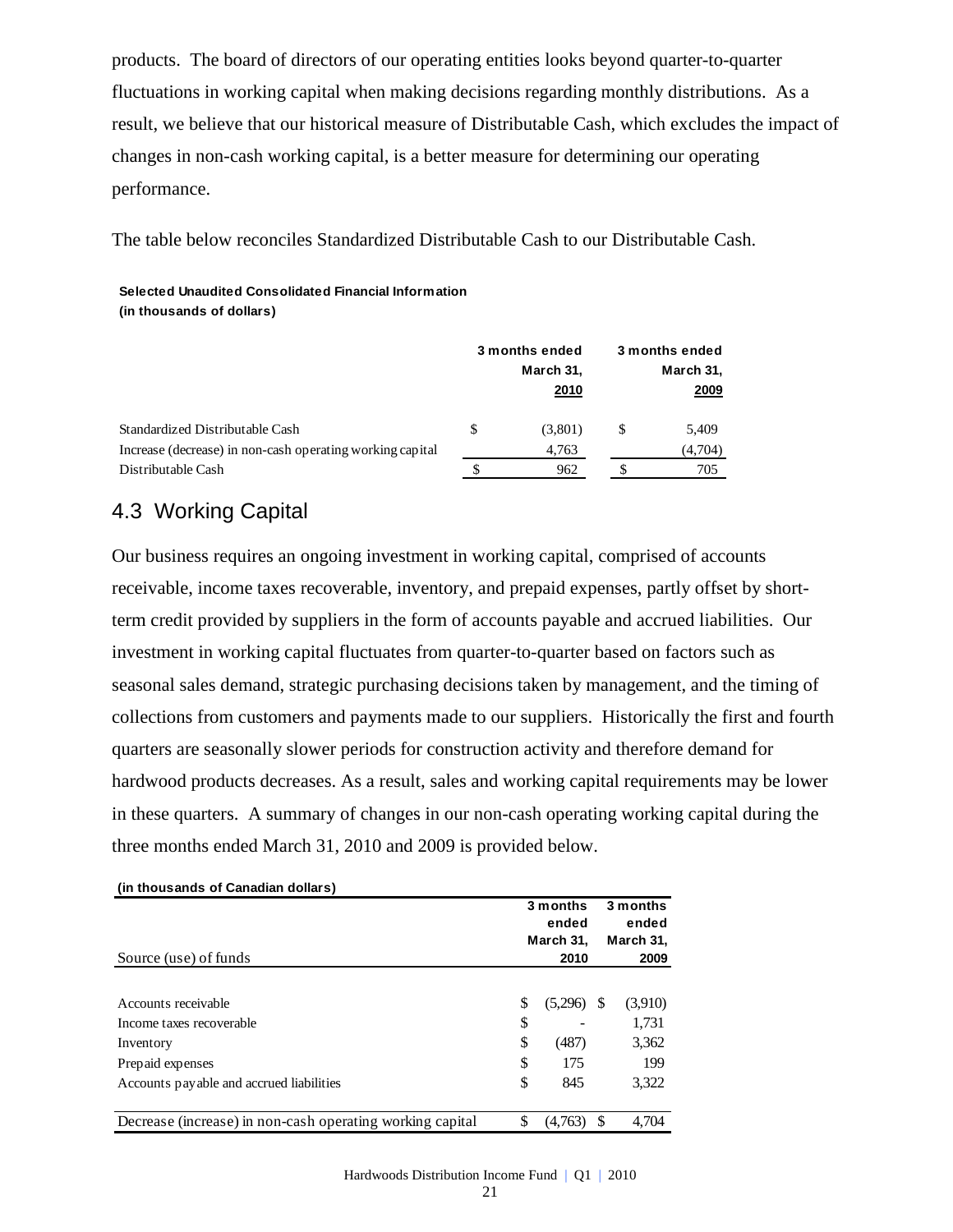products. The board of directors of our operating entities looks beyond quarter-to-quarter fluctuations in working capital when making decisions regarding monthly distributions. As a result, we believe that our historical measure of Distributable Cash, which excludes the impact of changes in non-cash working capital, is a better measure for determining our operating performance.

The table below reconciles Standardized Distributable Cash to our Distributable Cash.

**Selected Unaudited Consolidated Financial Information**
**(in thousands of dollars)**

| | 3 months ended March 31, 2010 | 3 months ended March 31, 2009 |
|---|---|---|
| Standardized Distributable Cash | $ (3,801) | $ 5,409 |
| Increase (decrease) in non-cash operating working capital | 4,763 | (4,704) |
| Distributable Cash | $ 962 | $ 705 |

## 4.3 Working Capital

Our business requires an ongoing investment in working capital, comprised of accounts receivable, income taxes recoverable, inventory, and prepaid expenses, partly offset by short-term credit provided by suppliers in the form of accounts payable and accrued liabilities. Our investment in working capital fluctuates from quarter-to-quarter based on factors such as seasonal sales demand, strategic purchasing decisions taken by management, and the timing of collections from customers and payments made to our suppliers. Historically the first and fourth quarters are seasonally slower periods for construction activity and therefore demand for hardwood products decreases. As a result, sales and working capital requirements may be lower in these quarters. A summary of changes in our non-cash operating working capital during the three months ended March 31, 2010 and 2009 is provided below.

**(in thousands of Canadian dollars)**

| Source (use) of funds | 3 months ended March 31, 2010 | 3 months ended March 31, 2009 |
|---|---|---|
| Accounts receivable | $ (5,296) | $ (3,910) |
| Income taxes recoverable | $ - | 1,731 |
| Inventory | $ (487) | 3,362 |
| Prepaid expenses | $ 175 | 199 |
| Accounts payable and accrued liabilities | $ 845 | 3,322 |
| Decrease (increase) in non-cash operating working capital | $ (4,763) | $ 4,704 |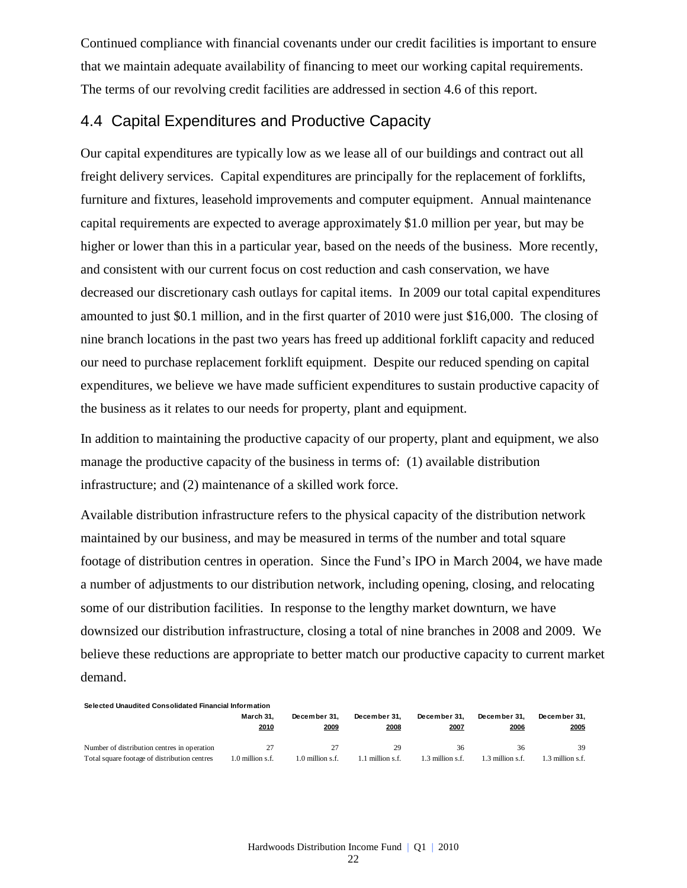Continued compliance with financial covenants under our credit facilities is important to ensure that we maintain adequate availability of financing to meet our working capital requirements. The terms of our revolving credit facilities are addressed in section 4.6 of this report.

## 4.4 Capital Expenditures and Productive Capacity

Our capital expenditures are typically low as we lease all of our buildings and contract out all freight delivery services. Capital expenditures are principally for the replacement of forklifts, furniture and fixtures, leasehold improvements and computer equipment. Annual maintenance capital requirements are expected to average approximately $1.0 million per year, but may be higher or lower than this in a particular year, based on the needs of the business. More recently, and consistent with our current focus on cost reduction and cash conservation, we have decreased our discretionary cash outlays for capital items. In 2009 our total capital expenditures amounted to just $0.1 million, and in the first quarter of 2010 were just $16,000. The closing of nine branch locations in the past two years has freed up additional forklift capacity and reduced our need to purchase replacement forklift equipment. Despite our reduced spending on capital expenditures, we believe we have made sufficient expenditures to sustain productive capacity of the business as it relates to our needs for property, plant and equipment.

In addition to maintaining the productive capacity of our property, plant and equipment, we also manage the productive capacity of the business in terms of: (1) available distribution infrastructure; and (2) maintenance of a skilled work force.

Available distribution infrastructure refers to the physical capacity of the distribution network maintained by our business, and may be measured in terms of the number and total square footage of distribution centres in operation. Since the Fund's IPO in March 2004, we have made a number of adjustments to our distribution network, including opening, closing, and relocating some of our distribution facilities. In response to the lengthy market downturn, we have downsized our distribution infrastructure, closing a total of nine branches in 2008 and 2009. We believe these reductions are appropriate to better match our productive capacity to current market demand.

**Selected Unaudited Consolidated Financial Information**

| | March 31, 2010 | December 31, 2009 | December 31, 2008 | December 31, 2007 | December 31, 2006 | December 31, 2005 |
|---|---|---|---|---|---|---|
| Number of distribution centres in operation | 27 | 27 | 29 | 36 | 36 | 39 |
| Total square footage of distribution centres | 1.0 million s.f. | 1.0 million s.f. | 1.1 million s.f. | 1.3 million s.f. | 1.3 million s.f. | 1.3 million s.f. |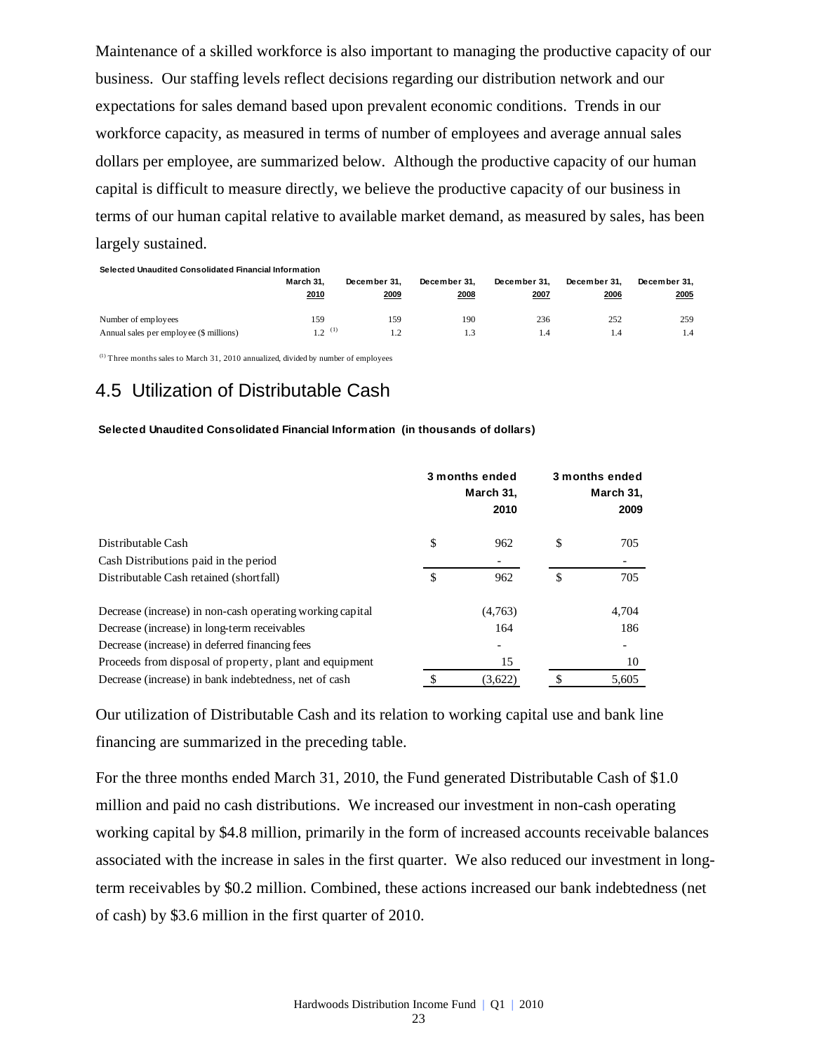Maintenance of a skilled workforce is also important to managing the productive capacity of our business. Our staffing levels reflect decisions regarding our distribution network and our expectations for sales demand based upon prevalent economic conditions. Trends in our workforce capacity, as measured in terms of number of employees and average annual sales dollars per employee, are summarized below. Although the productive capacity of our human capital is difficult to measure directly, we believe the productive capacity of our business in terms of our human capital relative to available market demand, as measured by sales, has been largely sustained.

**Selected Unaudited Consolidated Financial Information**

| | March 31, 2010 | December 31, 2009 | December 31, 2008 | December 31, 2007 | December 31, 2006 | December 31, 2005 |
|---|---|---|---|---|---|---|
| Number of employees | 159 | 159 | 190 | 236 | 252 | 259 |
| Annual sales per employee ($ millions) | 1.2 (1) | 1.2 | 1.3 | 1.4 | 1.4 | 1.4 |

(1) Three months sales to March 31, 2010 annualized, divided by number of employees

## 4.5 Utilization of Distributable Cash

**Selected Unaudited Consolidated Financial Information (in thousands of dollars)**

| | 3 months ended March 31, 2010 | 3 months ended March 31, 2009 |
|---|---|---|
| Distributable Cash | $ 962 | $ 705 |
| Cash Distributions paid in the period | - | - |
| Distributable Cash retained (shortfall) | $ 962 | $ 705 |
| | | |
| Decrease (increase) in non-cash operating working capital | (4,763) | 4,704 |
| Decrease (increase) in long-term receivables | 164 | 186 |
| Decrease (increase) in deferred financing fees | - | - |
| Proceeds from disposal of property, plant and equipment | 15 | 10 |
| Decrease (increase) in bank indebtedness, net of cash | $ (3,622) | $ 5,605 |

Our utilization of Distributable Cash and its relation to working capital use and bank line financing are summarized in the preceding table.

For the three months ended March 31, 2010, the Fund generated Distributable Cash of $1.0 million and paid no cash distributions. We increased our investment in non-cash operating working capital by $4.8 million, primarily in the form of increased accounts receivable balances associated with the increase in sales in the first quarter. We also reduced our investment in long-term receivables by $0.2 million. Combined, these actions increased our bank indebtedness (net of cash) by $3.6 million in the first quarter of 2010.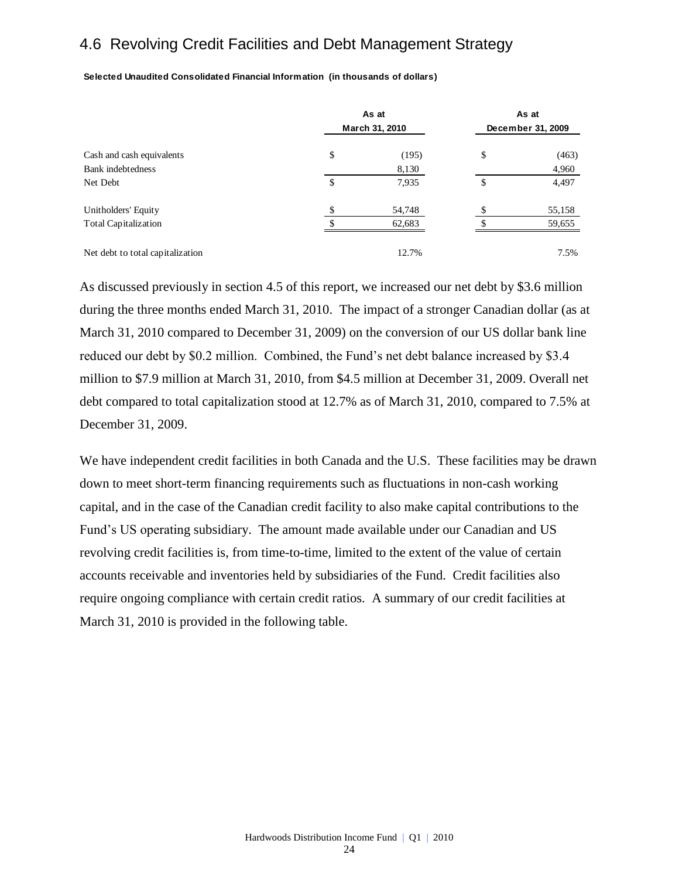## 4.6 Revolving Credit Facilities and Debt Management Strategy

**Selected Unaudited Consolidated Financial Information (in thousands of dollars)**

| | As at March 31, 2010 | As at December 31, 2009 |
|---|---|---|
| Cash and cash equivalents | $ (195) | $ (463) |
| Bank indebtedness | 8,130 | 4,960 |
| Net Debt | $ 7,935 | $ 4,497 |
| Unitholders' Equity | $ 54,748 | $ 55,158 |
| Total Capitalization | $ 62,683 | $ 59,655 |
| Net debt to total capitalization | 12.7% | 7.5% |

As discussed previously in section 4.5 of this report, we increased our net debt by $3.6 million during the three months ended March 31, 2010. The impact of a stronger Canadian dollar (as at March 31, 2010 compared to December 31, 2009) on the conversion of our US dollar bank line reduced our debt by $0.2 million. Combined, the Fund's net debt balance increased by $3.4 million to $7.9 million at March 31, 2010, from $4.5 million at December 31, 2009. Overall net debt compared to total capitalization stood at 12.7% as of March 31, 2010, compared to 7.5% at December 31, 2009.

We have independent credit facilities in both Canada and the U.S. These facilities may be drawn down to meet short-term financing requirements such as fluctuations in non-cash working capital, and in the case of the Canadian credit facility to also make capital contributions to the Fund's US operating subsidiary. The amount made available under our Canadian and US revolving credit facilities is, from time-to-time, limited to the extent of the value of certain accounts receivable and inventories held by subsidiaries of the Fund. Credit facilities also require ongoing compliance with certain credit ratios. A summary of our credit facilities at March 31, 2010 is provided in the following table.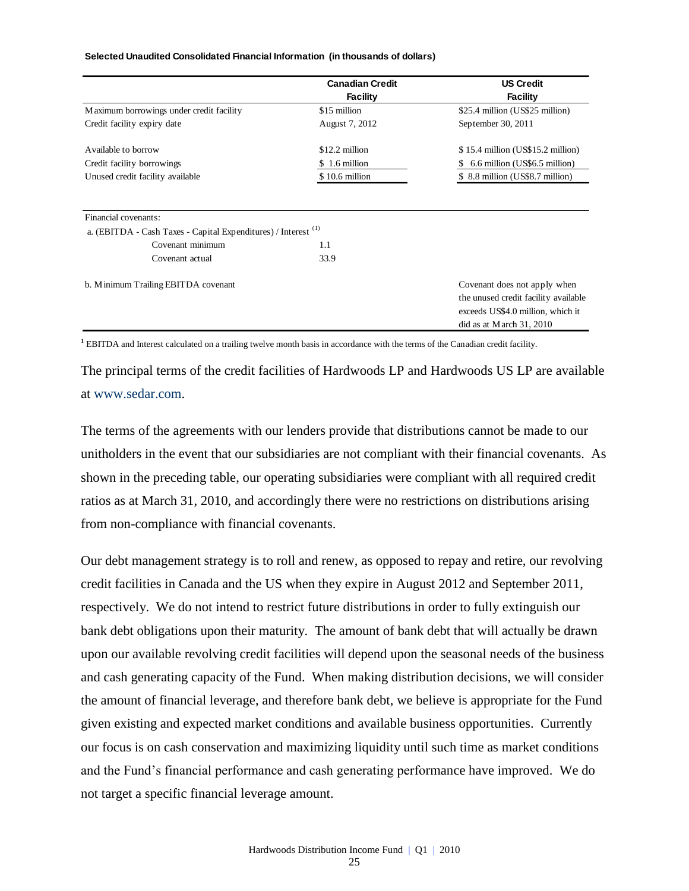**Selected Unaudited Consolidated Financial Information (in thousands of dollars)**

| | Canadian Credit Facility | US Credit Facility |
|---|---|---|
| Maximum borrowings under credit facility | $15 million | $25.4 million (US$25 million) |
| Credit facility expiry date | August 7, 2012 | September 30, 2011 |
| Available to borrow | $12.2 million | $ 15.4 million (US$15.2 million) |
| Credit facility borrowings | $ 1.6 million | $ 6.6 million (US$6.5 million) |
| Unused credit facility available | $ 10.6 million | $ 8.8 million (US$8.7 million) |
| Financial covenants: | | |
| a. (EBITDA - Cash Taxes - Capital Expenditures) / Interest [(1)] | | |
| Covenant minimum | 1.1 | |
| Covenant actual | 33.9 | |
| b. Minimum Trailing EBITDA covenant | | Covenant does not apply when the unused credit facility available exceeds US$4.0 million, which it did as at March 31, 2010 |

[1] EBITDA and Interest calculated on a trailing twelve month basis in accordance with the terms of the Canadian credit facility.

The principal terms of the credit facilities of Hardwoods LP and Hardwoods US LP are available at www.sedar.com.

The terms of the agreements with our lenders provide that distributions cannot be made to our unitholders in the event that our subsidiaries are not compliant with their financial covenants. As shown in the preceding table, our operating subsidiaries were compliant with all required credit ratios as at March 31, 2010, and accordingly there were no restrictions on distributions arising from non-compliance with financial covenants.

Our debt management strategy is to roll and renew, as opposed to repay and retire, our revolving credit facilities in Canada and the US when they expire in August 2012 and September 2011, respectively. We do not intend to restrict future distributions in order to fully extinguish our bank debt obligations upon their maturity. The amount of bank debt that will actually be drawn upon our available revolving credit facilities will depend upon the seasonal needs of the business and cash generating capacity of the Fund. When making distribution decisions, we will consider the amount of financial leverage, and therefore bank debt, we believe is appropriate for the Fund given existing and expected market conditions and available business opportunities. Currently our focus is on cash conservation and maximizing liquidity until such time as market conditions and the Fund's financial performance and cash generating performance have improved. We do not target a specific financial leverage amount.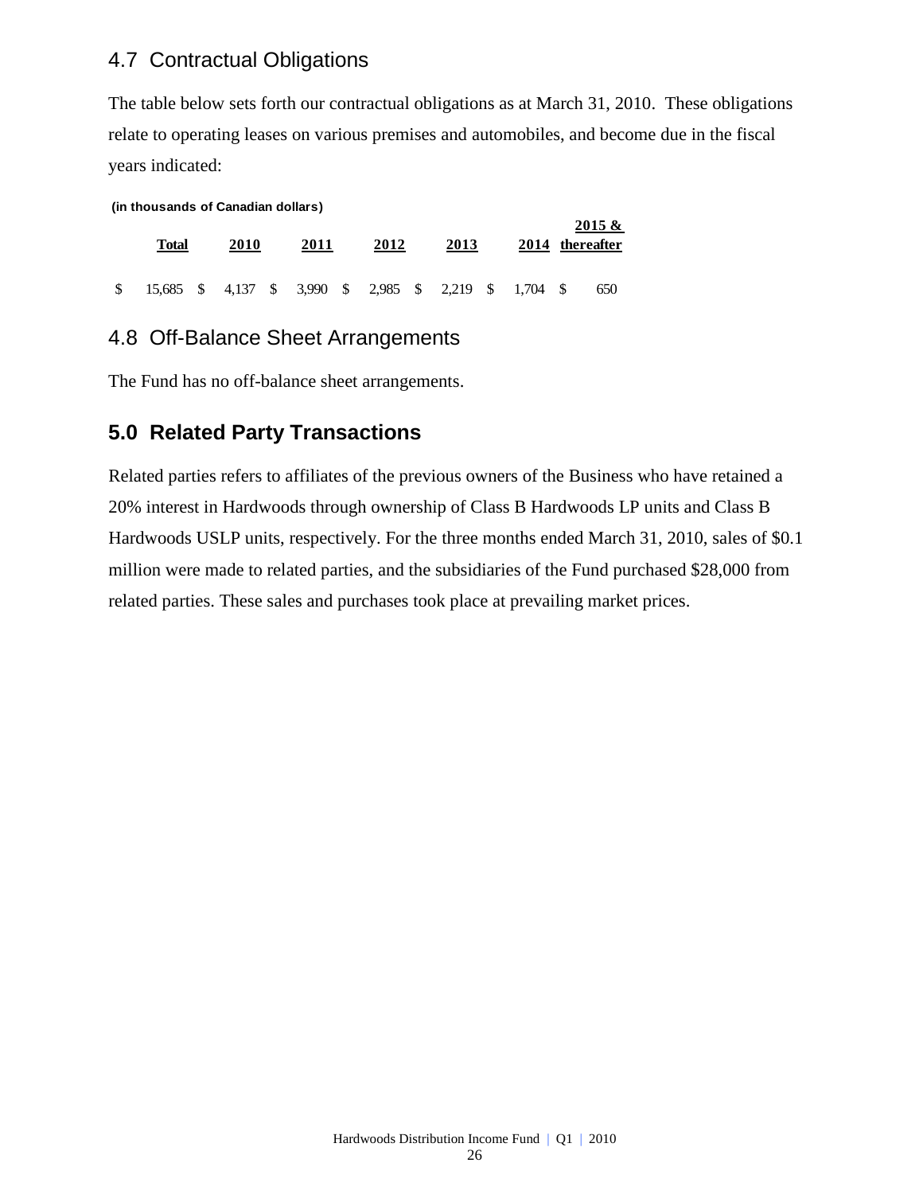## 4.7 Contractual Obligations

The table below sets forth our contractual obligations as at March 31, 2010. These obligations relate to operating leases on various premises and automobiles, and become due in the fiscal years indicated:

**(in thousands of Canadian dollars)**

| Total | 2010 | 2011 | 2012 | 2013 | 2014 | 2015 & thereafter |
|---|---|---|---|---|---|---|
| $ 15,685 | $ 4,137 | $ 3,990 | $ 2,985 | $ 2,219 | $ 1,704 | $ 650 |

## 4.8 Off-Balance Sheet Arrangements

The Fund has no off-balance sheet arrangements.

# 5.0 Related Party Transactions

Related parties refers to affiliates of the previous owners of the Business who have retained a 20% interest in Hardwoods through ownership of Class B Hardwoods LP units and Class B Hardwoods USLP units, respectively. For the three months ended March 31, 2010, sales of $0.1 million were made to related parties, and the subsidiaries of the Fund purchased $28,000 from related parties. These sales and purchases took place at prevailing market prices.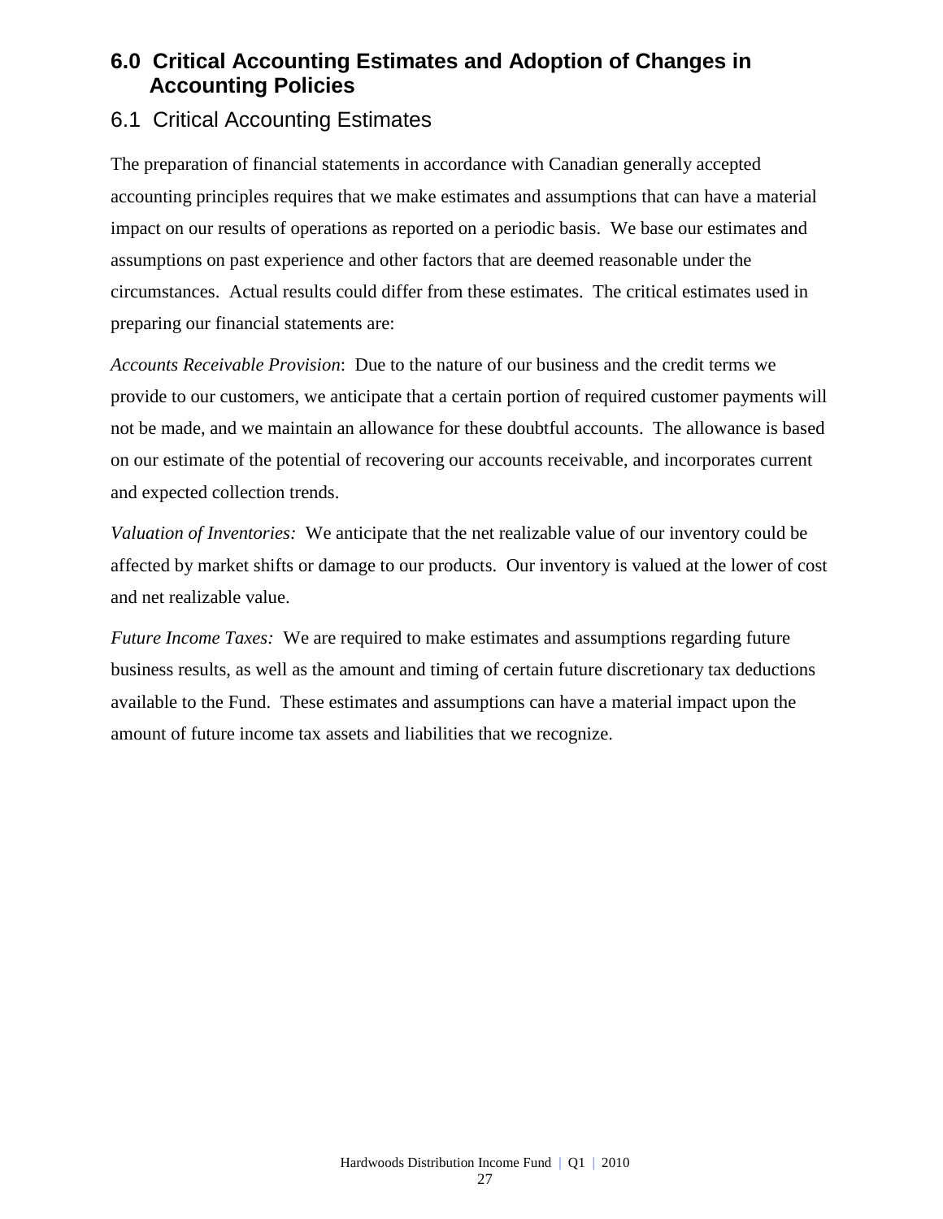## 6.0 Critical Accounting Estimates and Adoption of Changes in Accounting Policies

### 6.1 Critical Accounting Estimates

The preparation of financial statements in accordance with Canadian generally accepted accounting principles requires that we make estimates and assumptions that can have a material impact on our results of operations as reported on a periodic basis. We base our estimates and assumptions on past experience and other factors that are deemed reasonable under the circumstances. Actual results could differ from these estimates. The critical estimates used in preparing our financial statements are:

*Accounts Receivable Provision*: Due to the nature of our business and the credit terms we provide to our customers, we anticipate that a certain portion of required customer payments will not be made, and we maintain an allowance for these doubtful accounts. The allowance is based on our estimate of the potential of recovering our accounts receivable, and incorporates current and expected collection trends.

*Valuation of Inventories:* We anticipate that the net realizable value of our inventory could be affected by market shifts or damage to our products. Our inventory is valued at the lower of cost and net realizable value.

*Future Income Taxes:* We are required to make estimates and assumptions regarding future business results, as well as the amount and timing of certain future discretionary tax deductions available to the Fund. These estimates and assumptions can have a material impact upon the amount of future income tax assets and liabilities that we recognize.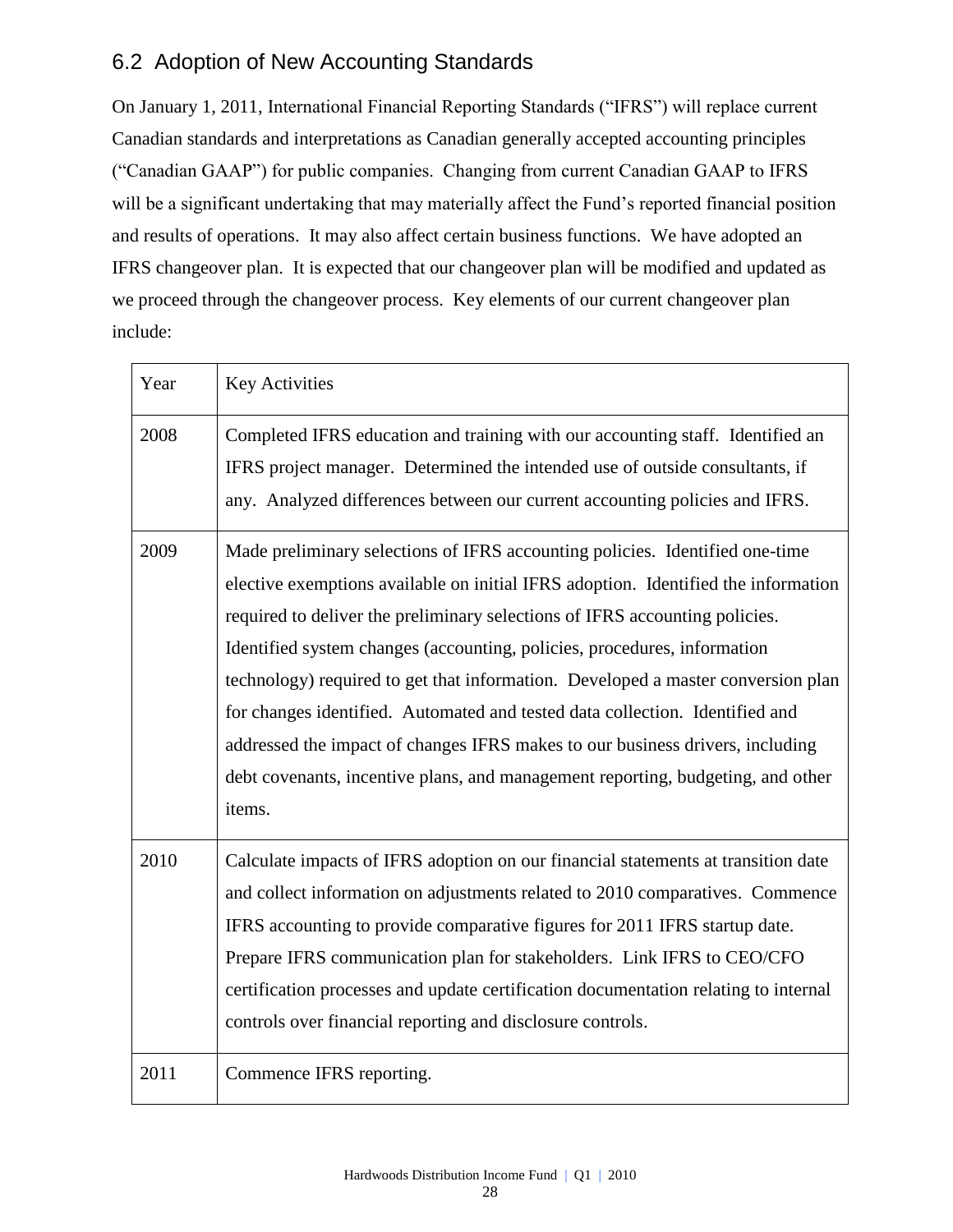## 6.2 Adoption of New Accounting Standards

On January 1, 2011, International Financial Reporting Standards ("IFRS") will replace current Canadian standards and interpretations as Canadian generally accepted accounting principles ("Canadian GAAP") for public companies. Changing from current Canadian GAAP to IFRS will be a significant undertaking that may materially affect the Fund's reported financial position and results of operations. It may also affect certain business functions. We have adopted an IFRS changeover plan. It is expected that our changeover plan will be modified and updated as we proceed through the changeover process. Key elements of our current changeover plan include:

| Year | Key Activities |
|---|---|
| 2008 | Completed IFRS education and training with our accounting staff. Identified an IFRS project manager. Determined the intended use of outside consultants, if any. Analyzed differences between our current accounting policies and IFRS. |
| 2009 | Made preliminary selections of IFRS accounting policies. Identified one-time elective exemptions available on initial IFRS adoption. Identified the information required to deliver the preliminary selections of IFRS accounting policies. Identified system changes (accounting, policies, procedures, information technology) required to get that information. Developed a master conversion plan for changes identified. Automated and tested data collection. Identified and addressed the impact of changes IFRS makes to our business drivers, including debt covenants, incentive plans, and management reporting, budgeting, and other items. |
| 2010 | Calculate impacts of IFRS adoption on our financial statements at transition date and collect information on adjustments related to 2010 comparatives. Commence IFRS accounting to provide comparative figures for 2011 IFRS startup date. Prepare IFRS communication plan for stakeholders. Link IFRS to CEO/CFO certification processes and update certification documentation relating to internal controls over financial reporting and disclosure controls. |
| 2011 | Commence IFRS reporting. |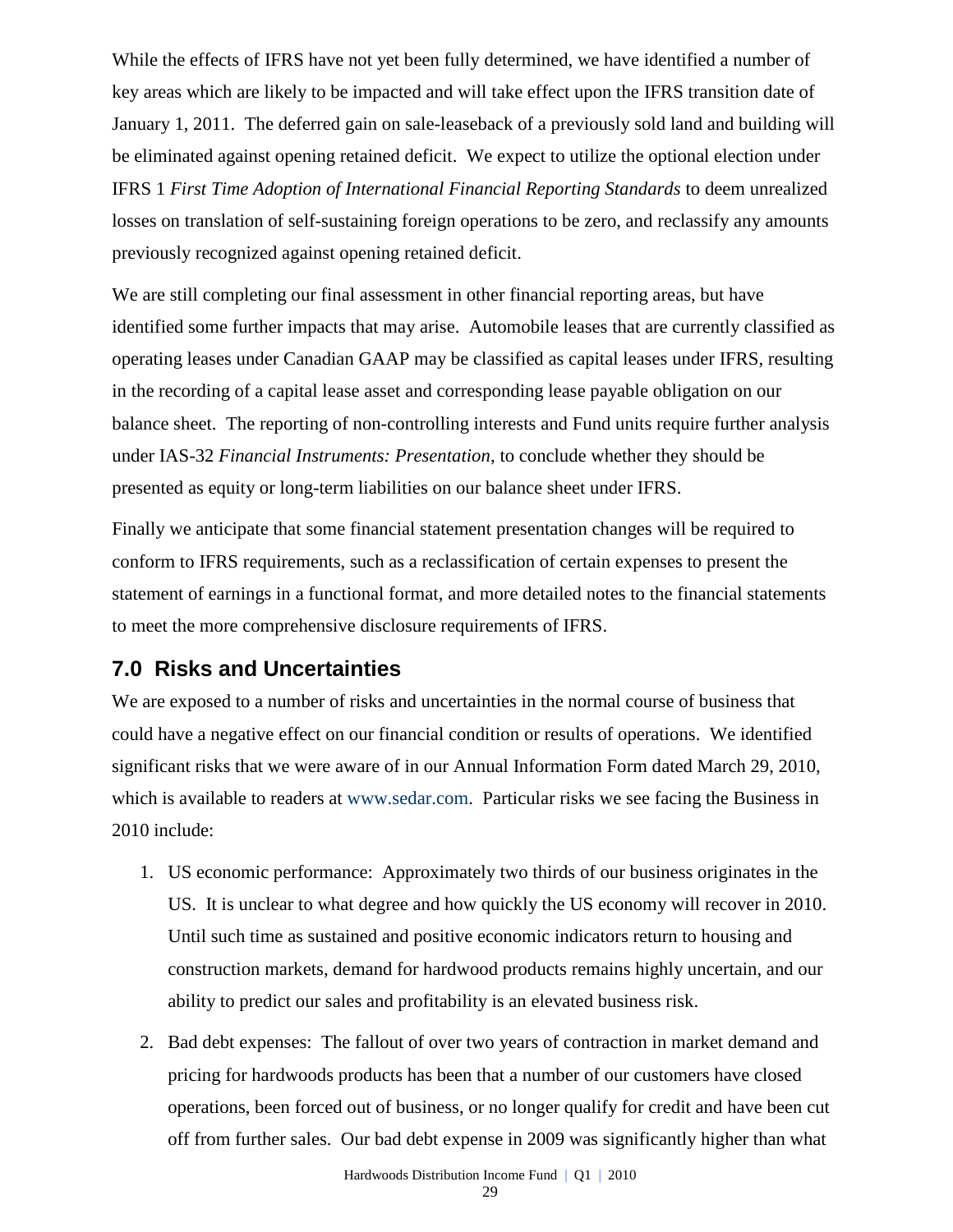While the effects of IFRS have not yet been fully determined, we have identified a number of key areas which are likely to be impacted and will take effect upon the IFRS transition date of January 1, 2011. The deferred gain on sale-leaseback of a previously sold land and building will be eliminated against opening retained deficit. We expect to utilize the optional election under IFRS 1 *First Time Adoption of International Financial Reporting Standards* to deem unrealized losses on translation of self-sustaining foreign operations to be zero, and reclassify any amounts previously recognized against opening retained deficit.

We are still completing our final assessment in other financial reporting areas, but have identified some further impacts that may arise. Automobile leases that are currently classified as operating leases under Canadian GAAP may be classified as capital leases under IFRS, resulting in the recording of a capital lease asset and corresponding lease payable obligation on our balance sheet. The reporting of non-controlling interests and Fund units require further analysis under IAS-32 *Financial Instruments: Presentation*, to conclude whether they should be presented as equity or long-term liabilities on our balance sheet under IFRS.

Finally we anticipate that some financial statement presentation changes will be required to conform to IFRS requirements, such as a reclassification of certain expenses to present the statement of earnings in a functional format, and more detailed notes to the financial statements to meet the more comprehensive disclosure requirements of IFRS.

## 7.0 Risks and Uncertainties

We are exposed to a number of risks and uncertainties in the normal course of business that could have a negative effect on our financial condition or results of operations. We identified significant risks that we were aware of in our Annual Information Form dated March 29, 2010, which is available to readers at www.sedar.com. Particular risks we see facing the Business in 2010 include:

1. US economic performance: Approximately two thirds of our business originates in the US. It is unclear to what degree and how quickly the US economy will recover in 2010. Until such time as sustained and positive economic indicators return to housing and construction markets, demand for hardwood products remains highly uncertain, and our ability to predict our sales and profitability is an elevated business risk.

2. Bad debt expenses: The fallout of over two years of contraction in market demand and pricing for hardwoods products has been that a number of our customers have closed operations, been forced out of business, or no longer qualify for credit and have been cut off from further sales. Our bad debt expense in 2009 was significantly higher than what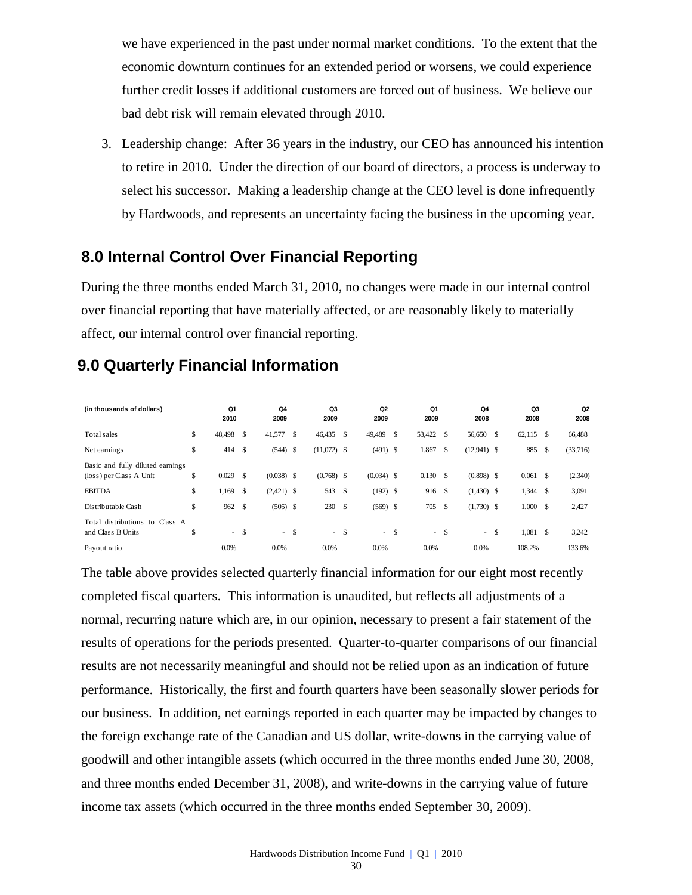we have experienced in the past under normal market conditions. To the extent that the economic downturn continues for an extended period or worsens, we could experience further credit losses if additional customers are forced out of business. We believe our bad debt risk will remain elevated through 2010.

3. Leadership change: After 36 years in the industry, our CEO has announced his intention to retire in 2010. Under the direction of our board of directors, a process is underway to select his successor. Making a leadership change at the CEO level is done infrequently by Hardwoods, and represents an uncertainty facing the business in the upcoming year.

## 8.0 Internal Control Over Financial Reporting

During the three months ended March 31, 2010, no changes were made in our internal control over financial reporting that have materially affected, or are reasonably likely to materially affect, our internal control over financial reporting.

## 9.0 Quarterly Financial Information

| (in thousands of dollars) | | Q1 2010 | Q4 2009 | Q3 2009 | Q2 2009 | Q1 2009 | Q4 2008 | Q3 2008 | Q2 2008 |
|---|---|---|---|---|---|---|---|---|---|
| Total sales | $ | 48,498 | $ 41,577 | $ 46,435 | $ 49,489 | $ 53,422 | $ 56,650 | $ 62,115 | $ 66,488 |
| Net earnings | $ | 414 | $ (544) | $ (11,072) | $ (491) | $ 1,867 | $ (12,941) | $ 885 | $ (33,716) |
| Basic and fully diluted earnings (loss) per Class A Unit | $ | 0.029 | $ (0.038) | $ (0.768) | $ (0.034) | $ 0.130 | $ (0.898) | $ 0.061 | $ (2.340) |
| EBITDA | $ | 1,169 | $ (2,421) | $ 543 | $ (192) | $ 916 | $ (1,430) | $ 1,344 | $ 3,091 |
| Distributable Cash | $ | 962 | $ (505) | $ 230 | $ (569) | $ 705 | $ (1,730) | $ 1,000 | $ 2,427 |
| Total distributions to Class A and Class B Units | $ | - | $ - | $ - | $ - | $ - | $ - | $ 1,081 | $ 3,242 |
| Payout ratio | | 0.0% | 0.0% | 0.0% | 0.0% | 0.0% | 0.0% | 108.2% | 133.6% |

The table above provides selected quarterly financial information for our eight most recently completed fiscal quarters. This information is unaudited, but reflects all adjustments of a normal, recurring nature which are, in our opinion, necessary to present a fair statement of the results of operations for the periods presented. Quarter-to-quarter comparisons of our financial results are not necessarily meaningful and should not be relied upon as an indication of future performance. Historically, the first and fourth quarters have been seasonally slower periods for our business. In addition, net earnings reported in each quarter may be impacted by changes to the foreign exchange rate of the Canadian and US dollar, write-downs in the carrying value of goodwill and other intangible assets (which occurred in the three months ended June 30, 2008, and three months ended December 31, 2008), and write-downs in the carrying value of future income tax assets (which occurred in the three months ended September 30, 2009).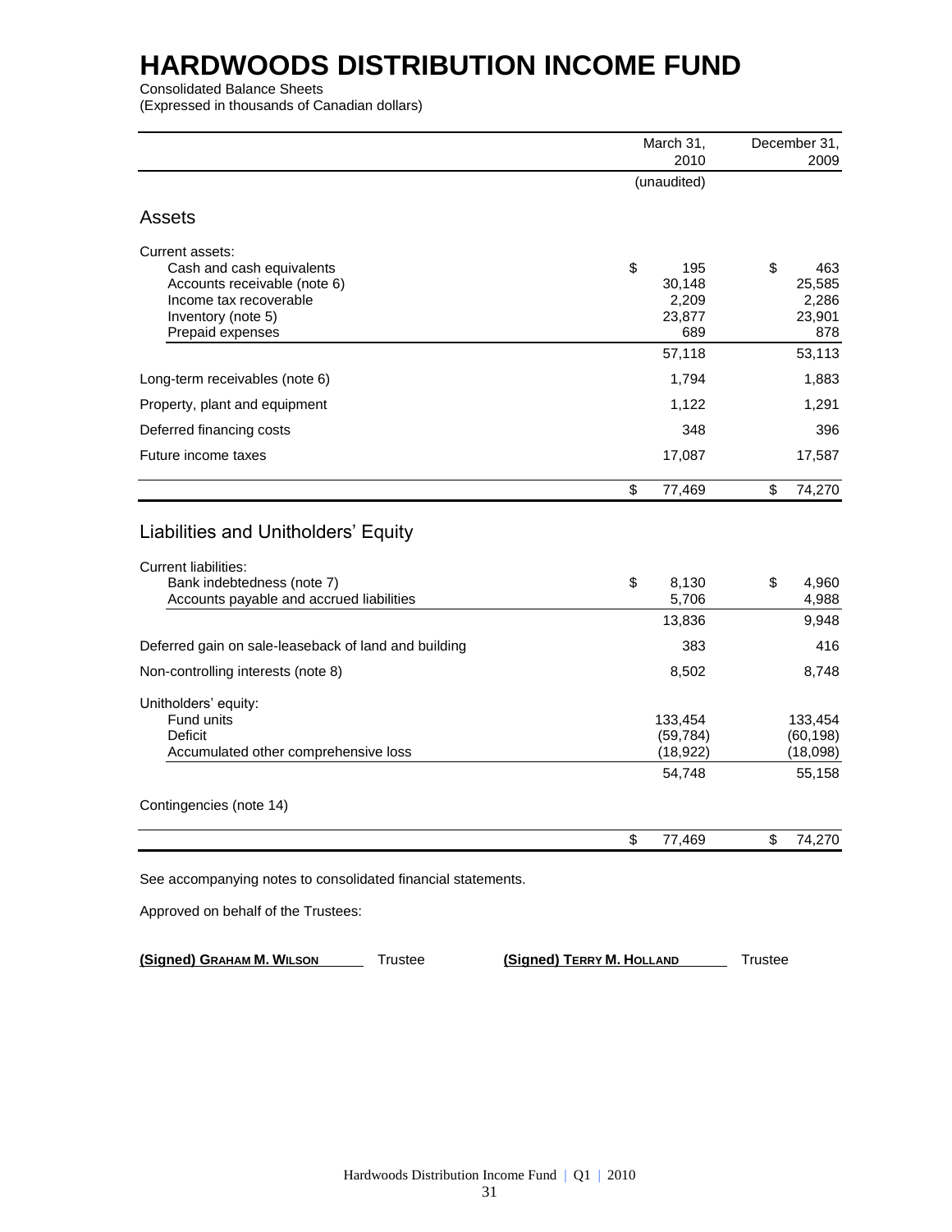# HARDWOODS DISTRIBUTION INCOME FUND

Consolidated Balance Sheets
(Expressed in thousands of Canadian dollars)

| | March 31, 2010 | December 31, 2009 |
|---|---|---|
| | (unaudited) | |
| **Assets** | | |
| Current assets: | | |
| Cash and cash equivalents | $ 195 | $ 463 |
| Accounts receivable (note 6) | 30,148 | 25,585 |
| Income tax recoverable | 2,209 | 2,286 |
| Inventory (note 5) | 23,877 | 23,901 |
| Prepaid expenses | 689 | 878 |
| | 57,118 | 53,113 |
| Long-term receivables (note 6) | 1,794 | 1,883 |
| Property, plant and equipment | 1,122 | 1,291 |
| Deferred financing costs | 348 | 396 |
| Future income taxes | 17,087 | 17,587 |
| | $ 77,469 | $ 74,270 |
| **Liabilities and Unitholders' Equity** | | |
| Current liabilities: | | |
| Bank indebtedness (note 7) | $ 8,130 | $ 4,960 |
| Accounts payable and accrued liabilities | 5,706 | 4,988 |
| | 13,836 | 9,948 |
| Deferred gain on sale-leaseback of land and building | 383 | 416 |
| Non-controlling interests (note 8) | 8,502 | 8,748 |
| Unitholders' equity: | | |
| Fund units | 133,454 | 133,454 |
| Deficit | (59,784) | (60,198) |
| Accumulated other comprehensive loss | (18,922) | (18,098) |
| | 54,748 | 55,158 |
| Contingencies (note 14) | | |
| | $ 77,469 | $ 74,270 |

See accompanying notes to consolidated financial statements.

Approved on behalf of the Trustees:

**(Signed) GRAHAM M. WILSON** Trustee **(Signed) TERRY M. HOLLAND** Trustee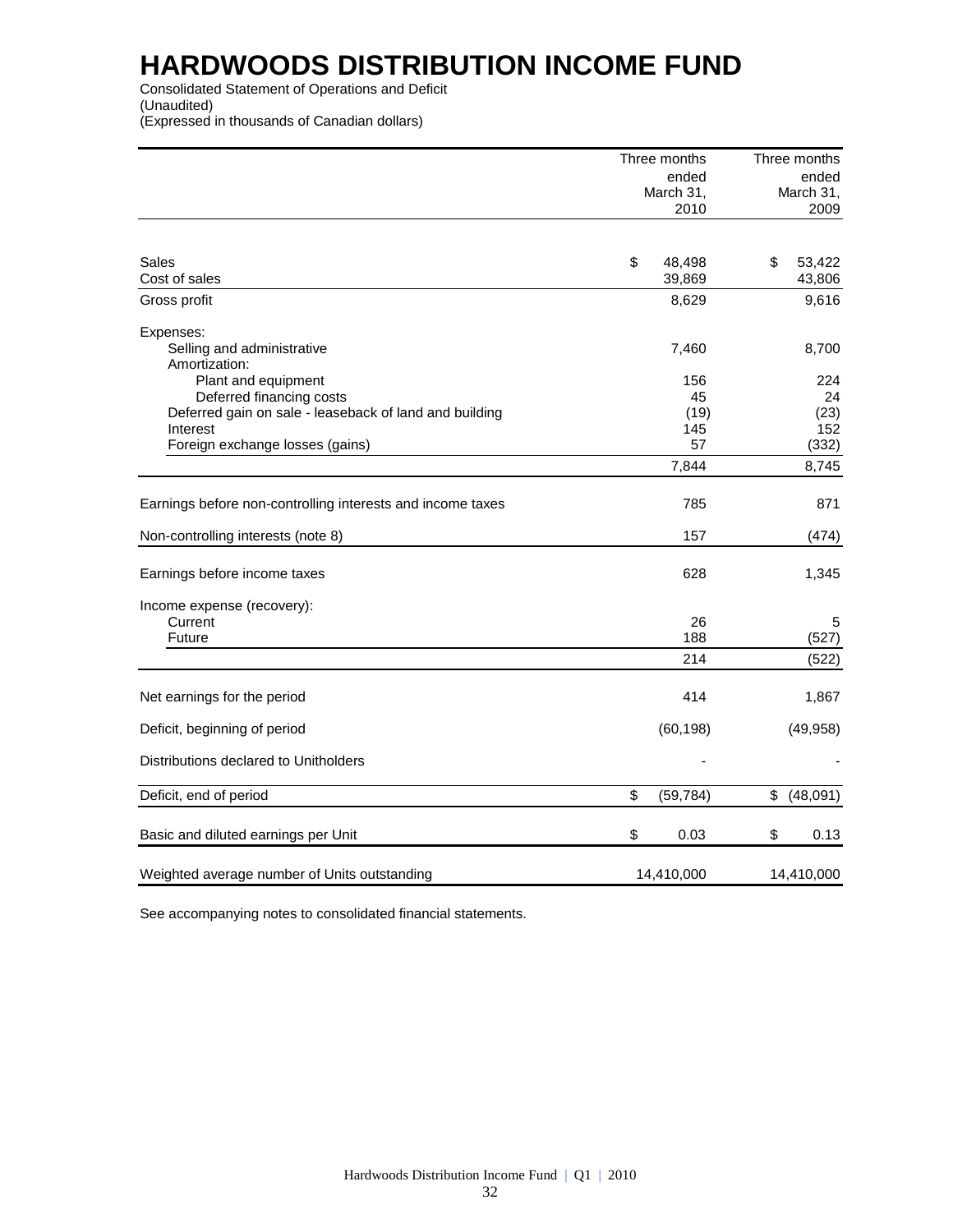# HARDWOODS DISTRIBUTION INCOME FUND

Consolidated Statement of Operations and Deficit
(Unaudited)
(Expressed in thousands of Canadian dollars)

| | Three months ended March 31, 2010 | Three months ended March 31, 2009 |
|---|---|---|
| Sales | $ 48,498 | $ 53,422 |
| Cost of sales | 39,869 | 43,806 |
| Gross profit | 8,629 | 9,616 |
| Expenses: | | |
| Selling and administrative | 7,460 | 8,700 |
| Amortization: | | |
| Plant and equipment | 156 | 224 |
| Deferred financing costs | 45 | 24 |
| Deferred gain on sale - leaseback of land and building | (19) | (23) |
| Interest | 145 | 152 |
| Foreign exchange losses (gains) | 57 | (332) |
| | 7,844 | 8,745 |
| Earnings before non-controlling interests and income taxes | 785 | 871 |
| Non-controlling interests (note 8) | 157 | (474) |
| Earnings before income taxes | 628 | 1,345 |
| Income expense (recovery): | | |
| Current | 26 | 5 |
| Future | 188 | (527) |
| | 214 | (522) |
| Net earnings for the period | 414 | 1,867 |
| Deficit, beginning of period | (60,198) | (49,958) |
| Distributions declared to Unitholders | - | - |
| Deficit, end of period | $ (59,784) | $ (48,091) |
| Basic and diluted earnings per Unit | $ 0.03 | $ 0.13 |
| Weighted average number of Units outstanding | 14,410,000 | 14,410,000 |

See accompanying notes to consolidated financial statements.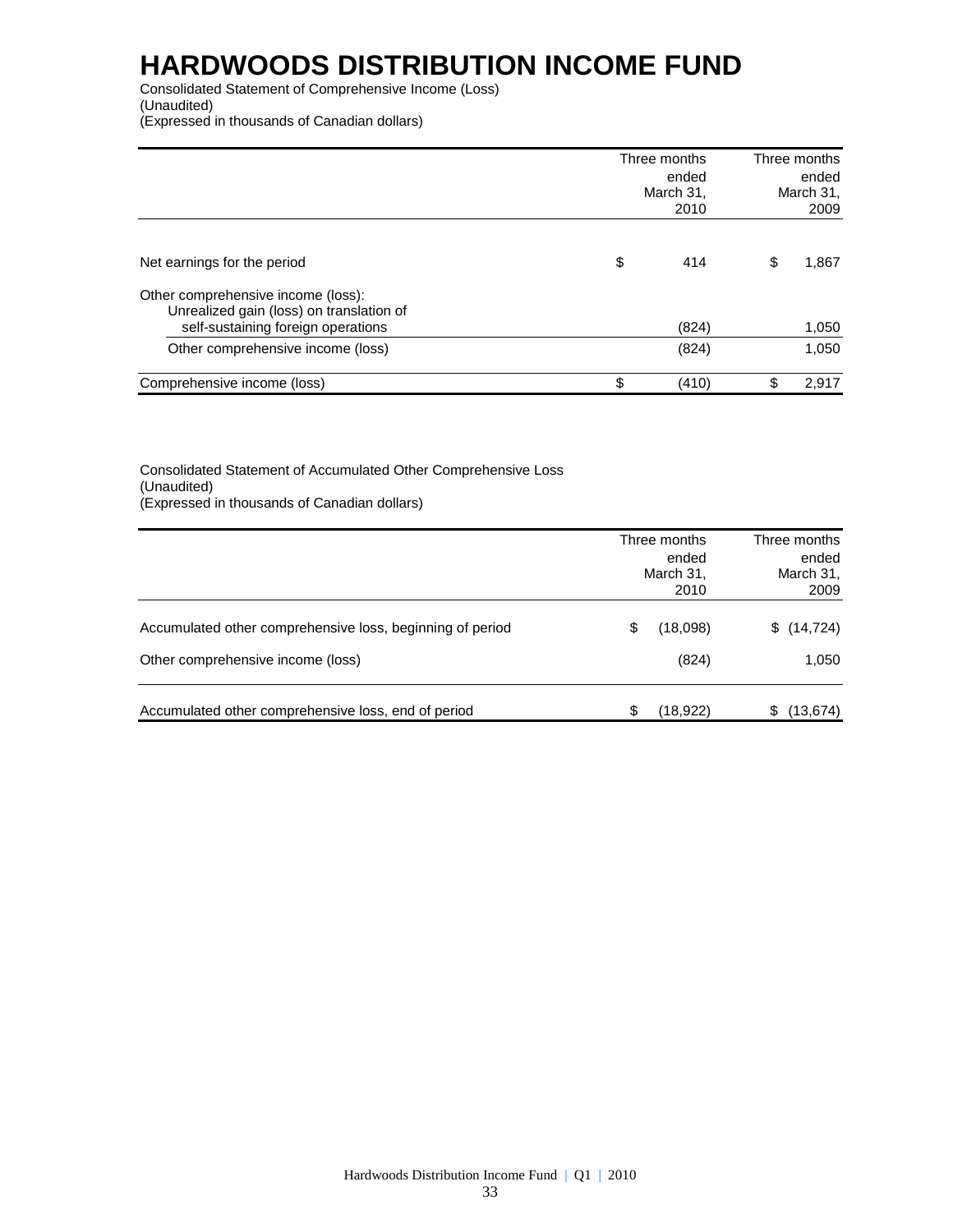# HARDWOODS DISTRIBUTION INCOME FUND

Consolidated Statement of Comprehensive Income (Loss)
(Unaudited)
(Expressed in thousands of Canadian dollars)

| | Three months ended March 31, 2010 | Three months ended March 31, 2009 |
|---|---|---|
| Net earnings for the period | $ 414 | $ 1,867 |
| Other comprehensive income (loss): | | |
| Unrealized gain (loss) on translation of self-sustaining foreign operations | (824) | 1,050 |
| Other comprehensive income (loss) | (824) | 1,050 |
| Comprehensive income (loss) | $ (410) | $ 2,917 |

Consolidated Statement of Accumulated Other Comprehensive Loss
(Unaudited)
(Expressed in thousands of Canadian dollars)

| | Three months ended March 31, 2010 | Three months ended March 31, 2009 |
|---|---|---|
| Accumulated other comprehensive loss, beginning of period | $ (18,098) | $ (14,724) |
| Other comprehensive income (loss) | (824) | 1,050 |
| Accumulated other comprehensive loss, end of period | $ (18,922) | $ (13,674) |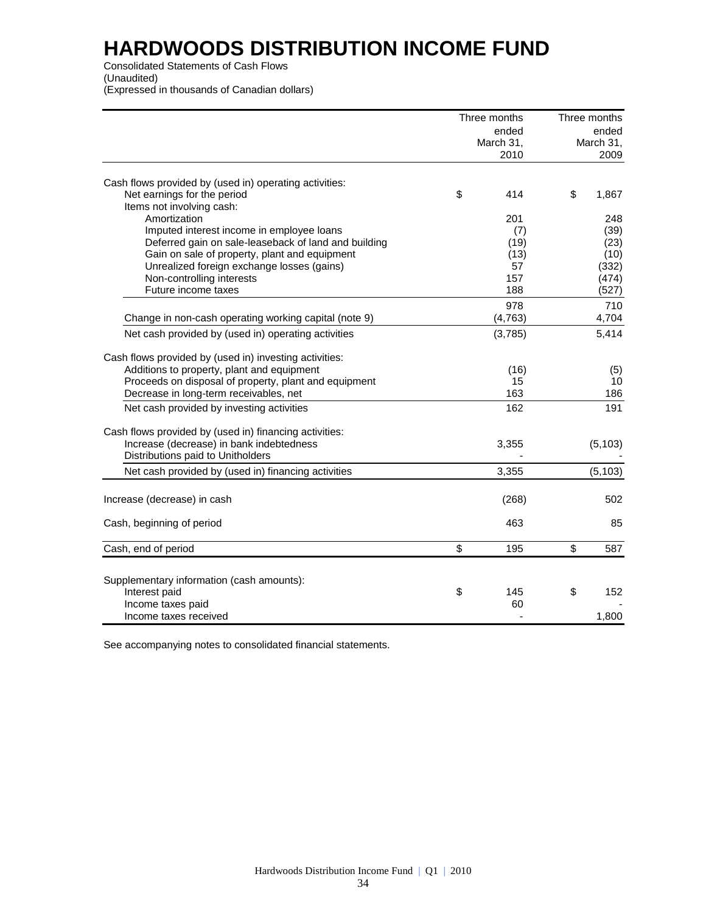# HARDWOODS DISTRIBUTION INCOME FUND

Consolidated Statements of Cash Flows
(Unaudited)
(Expressed in thousands of Canadian dollars)

| | Three months ended March 31, 2010 | Three months ended March 31, 2009 |
|---|---|---|
| Cash flows provided by (used in) operating activities: | | |
| Net earnings for the period | $ 414 | $ 1,867 |
| Items not involving cash: | | |
| Amortization | 201 | 248 |
| Imputed interest income in employee loans | (7) | (39) |
| Deferred gain on sale-leaseback of land and building | (19) | (23) |
| Gain on sale of property, plant and equipment | (13) | (10) |
| Unrealized foreign exchange losses (gains) | 57 | (332) |
| Non-controlling interests | 157 | (474) |
| Future income taxes | 188 | (527) |
| | 978 | 710 |
| Change in non-cash operating working capital (note 9) | (4,763) | 4,704 |
| Net cash provided by (used in) operating activities | (3,785) | 5,414 |
| Cash flows provided by (used in) investing activities: | | |
| Additions to property, plant and equipment | (16) | (5) |
| Proceeds on disposal of property, plant and equipment | 15 | 10 |
| Decrease in long-term receivables, net | 163 | 186 |
| Net cash provided by investing activities | 162 | 191 |
| Cash flows provided by (used in) financing activities: | | |
| Increase (decrease) in bank indebtedness | 3,355 | (5,103) |
| Distributions paid to Unitholders | - | - |
| Net cash provided by (used in) financing activities | 3,355 | (5,103) |
| Increase (decrease) in cash | (268) | 502 |
| Cash, beginning of period | 463 | 85 |
| Cash, end of period | $ 195 | $ 587 |
| Supplementary information (cash amounts): | | |
| Interest paid | $ 145 | $ 152 |
| Income taxes paid | 60 | - |
| Income taxes received | - | 1,800 |

See accompanying notes to consolidated financial statements.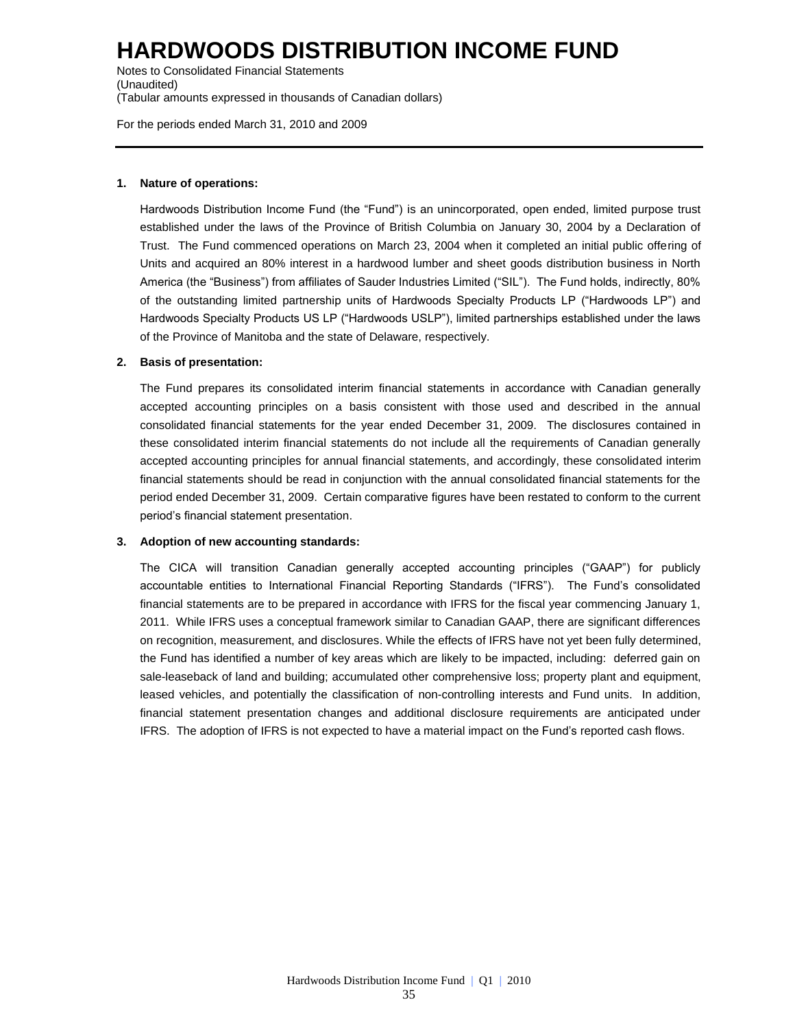# HARDWOODS DISTRIBUTION INCOME FUND

Notes to Consolidated Financial Statements
(Unaudited)
(Tabular amounts expressed in thousands of Canadian dollars)

For the periods ended March 31, 2010 and 2009

**1. Nature of operations:**

Hardwoods Distribution Income Fund (the "Fund") is an unincorporated, open ended, limited purpose trust established under the laws of the Province of British Columbia on January 30, 2004 by a Declaration of Trust. The Fund commenced operations on March 23, 2004 when it completed an initial public offering of Units and acquired an 80% interest in a hardwood lumber and sheet goods distribution business in North America (the "Business") from affiliates of Sauder Industries Limited ("SIL"). The Fund holds, indirectly, 80% of the outstanding limited partnership units of Hardwoods Specialty Products LP ("Hardwoods LP") and Hardwoods Specialty Products US LP ("Hardwoods USLP"), limited partnerships established under the laws of the Province of Manitoba and the state of Delaware, respectively.

**2. Basis of presentation:**

The Fund prepares its consolidated interim financial statements in accordance with Canadian generally accepted accounting principles on a basis consistent with those used and described in the annual consolidated financial statements for the year ended December 31, 2009. The disclosures contained in these consolidated interim financial statements do not include all the requirements of Canadian generally accepted accounting principles for annual financial statements, and accordingly, these consolidated interim financial statements should be read in conjunction with the annual consolidated financial statements for the period ended December 31, 2009. Certain comparative figures have been restated to conform to the current period's financial statement presentation.

**3. Adoption of new accounting standards:**

The CICA will transition Canadian generally accepted accounting principles ("GAAP") for publicly accountable entities to International Financial Reporting Standards ("IFRS"). The Fund's consolidated financial statements are to be prepared in accordance with IFRS for the fiscal year commencing January 1, 2011. While IFRS uses a conceptual framework similar to Canadian GAAP, there are significant differences on recognition, measurement, and disclosures. While the effects of IFRS have not yet been fully determined, the Fund has identified a number of key areas which are likely to be impacted, including: deferred gain on sale-leaseback of land and building; accumulated other comprehensive loss; property plant and equipment, leased vehicles, and potentially the classification of non-controlling interests and Fund units. In addition, financial statement presentation changes and additional disclosure requirements are anticipated under IFRS. The adoption of IFRS is not expected to have a material impact on the Fund's reported cash flows.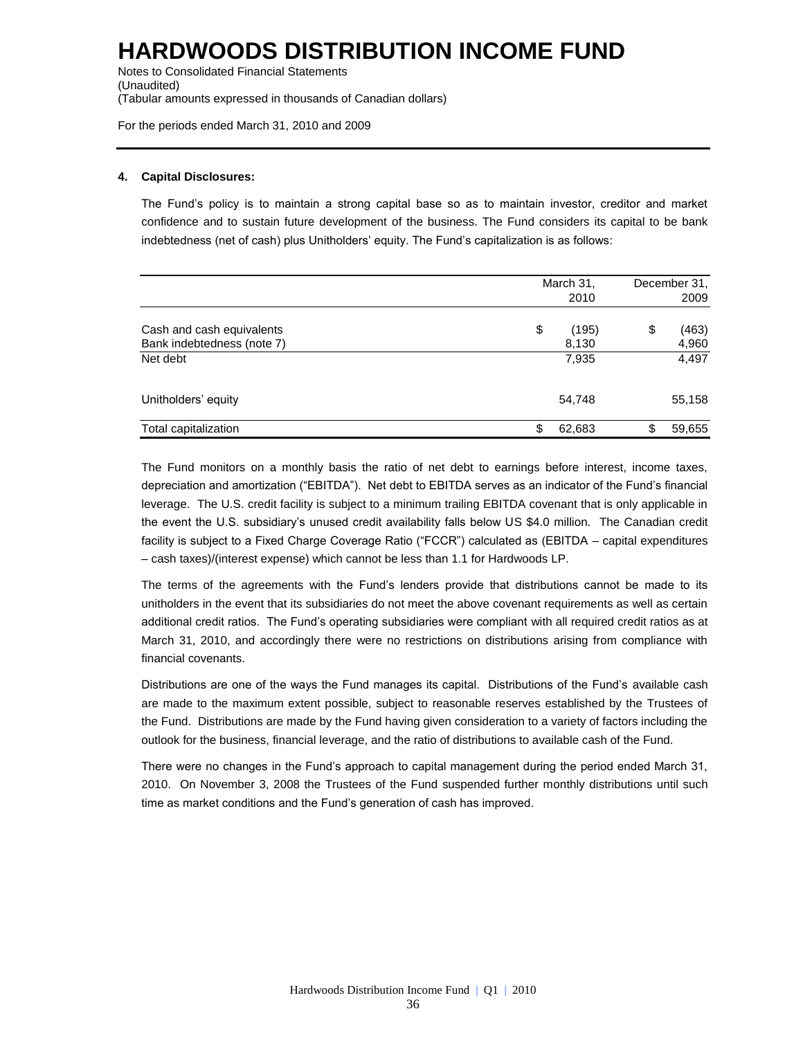# HARDWOODS DISTRIBUTION INCOME FUND

Notes to Consolidated Financial Statements
(Unaudited)
(Tabular amounts expressed in thousands of Canadian dollars)

For the periods ended March 31, 2010 and 2009

**4. Capital Disclosures:**

The Fund's policy is to maintain a strong capital base so as to maintain investor, creditor and market confidence and to sustain future development of the business. The Fund considers its capital to be bank indebtedness (net of cash) plus Unitholders' equity. The Fund's capitalization is as follows:

| | March 31, 2010 | December 31, 2009 |
|---|---|---|
| Cash and cash equivalents | $ (195) | $ (463) |
| Bank indebtedness (note 7) | 8,130 | 4,960 |
| Net debt | 7,935 | 4,497 |
| Unitholders' equity | 54,748 | 55,158 |
| Total capitalization | $ 62,683 | $ 59,655 |

The Fund monitors on a monthly basis the ratio of net debt to earnings before interest, income taxes, depreciation and amortization ("EBITDA"). Net debt to EBITDA serves as an indicator of the Fund's financial leverage. The U.S. credit facility is subject to a minimum trailing EBITDA covenant that is only applicable in the event the U.S. subsidiary's unused credit availability falls below US $4.0 million. The Canadian credit facility is subject to a Fixed Charge Coverage Ratio ("FCCR") calculated as (EBITDA – capital expenditures – cash taxes)/(interest expense) which cannot be less than 1.1 for Hardwoods LP.

The terms of the agreements with the Fund's lenders provide that distributions cannot be made to its unitholders in the event that its subsidiaries do not meet the above covenant requirements as well as certain additional credit ratios. The Fund's operating subsidiaries were compliant with all required credit ratios as at March 31, 2010, and accordingly there were no restrictions on distributions arising from compliance with financial covenants.

Distributions are one of the ways the Fund manages its capital. Distributions of the Fund's available cash are made to the maximum extent possible, subject to reasonable reserves established by the Trustees of the Fund. Distributions are made by the Fund having given consideration to a variety of factors including the outlook for the business, financial leverage, and the ratio of distributions to available cash of the Fund.

There were no changes in the Fund's approach to capital management during the period ended March 31, 2010. On November 3, 2008 the Trustees of the Fund suspended further monthly distributions until such time as market conditions and the Fund's generation of cash has improved.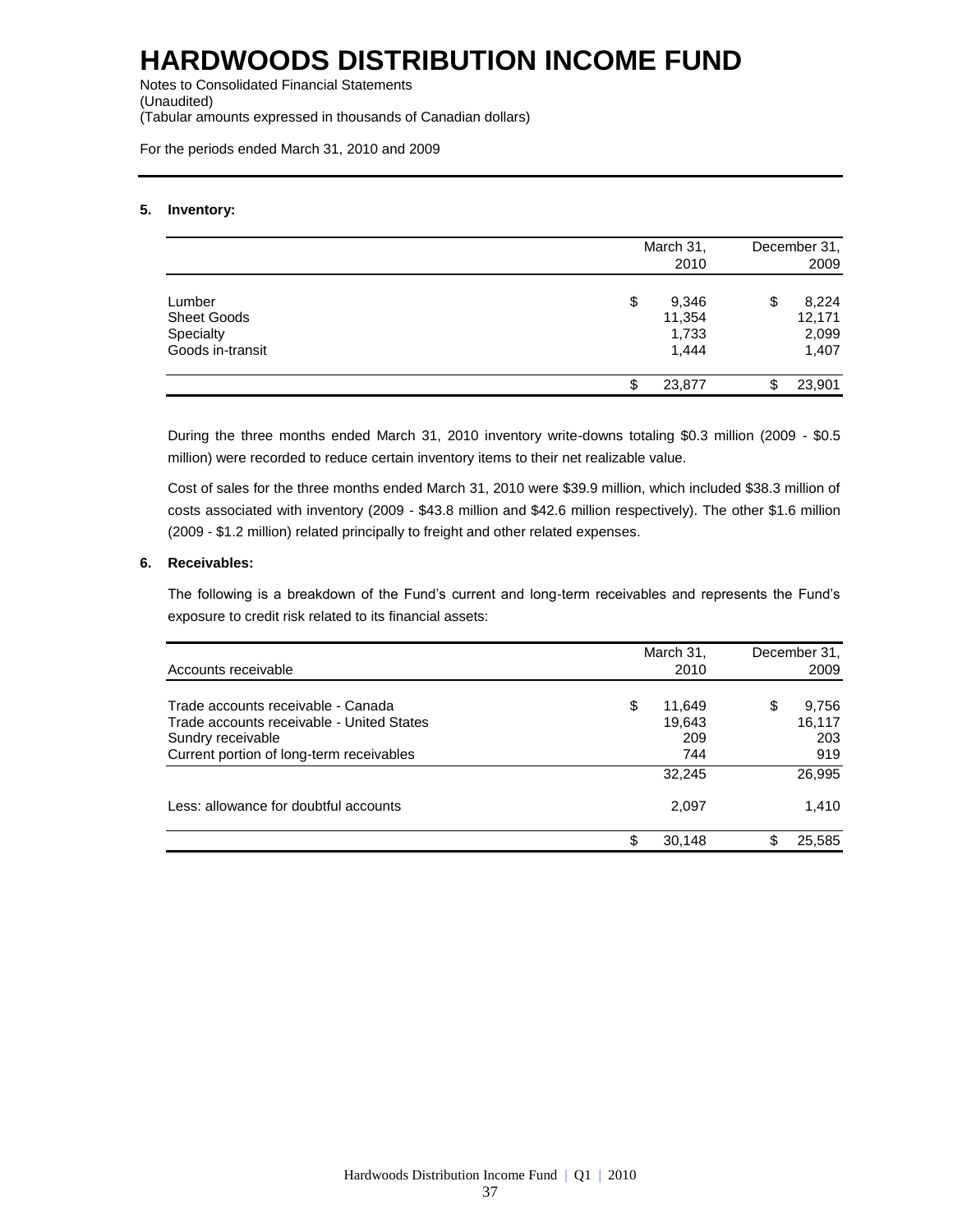# HARDWOODS DISTRIBUTION INCOME FUND

Notes to Consolidated Financial Statements
(Unaudited)
(Tabular amounts expressed in thousands of Canadian dollars)

For the periods ended March 31, 2010 and 2009

**5. Inventory:**

| | March 31, 2010 | December 31, 2009 |
|---|---|---|
| Lumber | $ 9,346 | $ 8,224 |
| Sheet Goods | 11,354 | 12,171 |
| Specialty | 1,733 | 2,099 |
| Goods in-transit | 1,444 | 1,407 |
| | $ 23,877 | $ 23,901 |

During the three months ended March 31, 2010 inventory write-downs totaling $0.3 million (2009 - $0.5 million) were recorded to reduce certain inventory items to their net realizable value.

Cost of sales for the three months ended March 31, 2010 were $39.9 million, which included $38.3 million of costs associated with inventory (2009 - $43.8 million and $42.6 million respectively). The other $1.6 million (2009 - $1.2 million) related principally to freight and other related expenses.

**6. Receivables:**

The following is a breakdown of the Fund's current and long-term receivables and represents the Fund's exposure to credit risk related to its financial assets:

| Accounts receivable | March 31, 2010 | December 31, 2009 |
|---|---|---|
| Trade accounts receivable - Canada | $ 11,649 | $ 9,756 |
| Trade accounts receivable - United States | 19,643 | 16,117 |
| Sundry receivable | 209 | 203 |
| Current portion of long-term receivables | 744 | 919 |
| | 32,245 | 26,995 |
| Less: allowance for doubtful accounts | 2,097 | 1,410 |
| | $ 30,148 | $ 25,585 |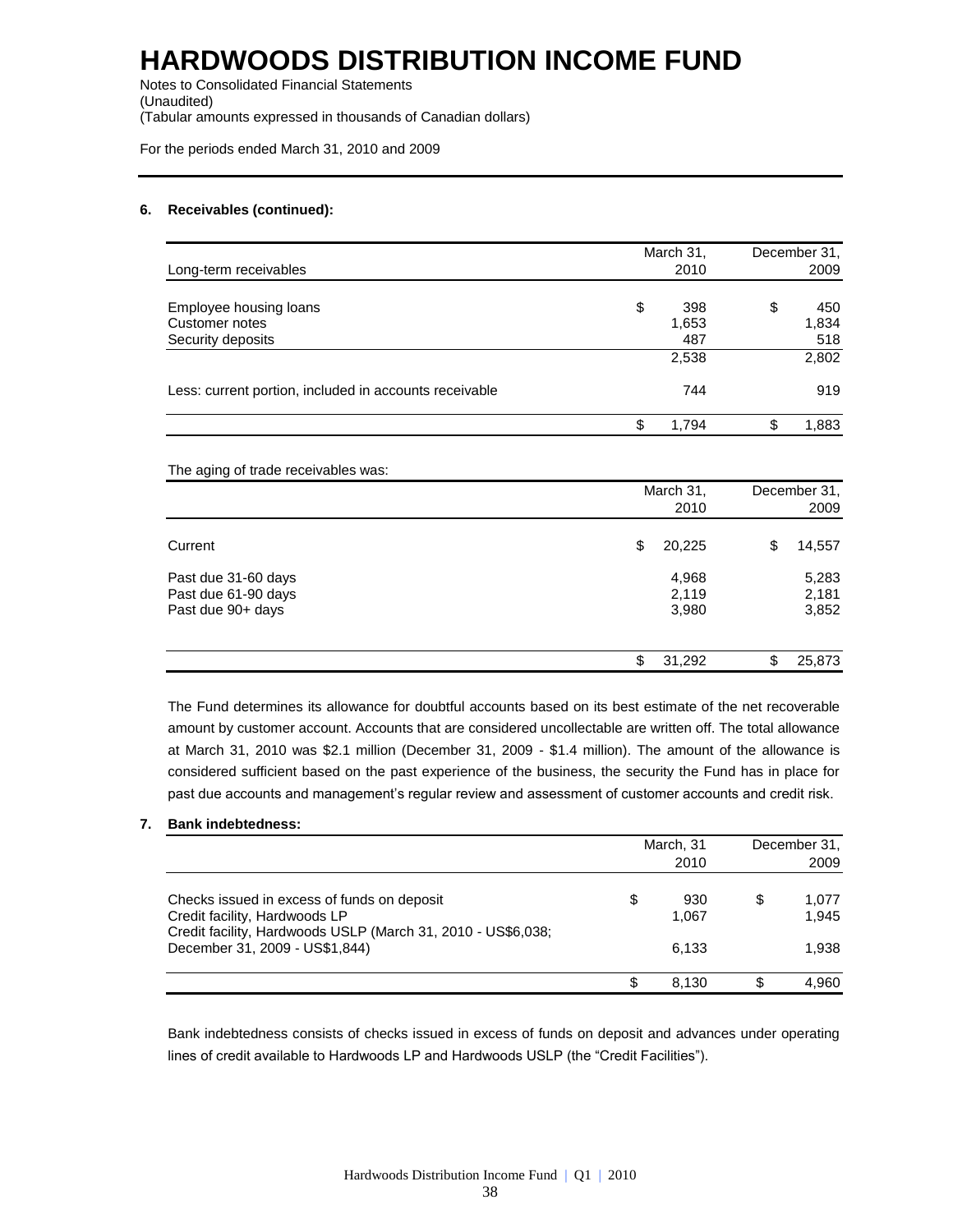# HARDWOODS DISTRIBUTION INCOME FUND

Notes to Consolidated Financial Statements
(Unaudited)
(Tabular amounts expressed in thousands of Canadian dollars)

For the periods ended March 31, 2010 and 2009

**6. Receivables (continued):**

| Long-term receivables | March 31, 2010 | December 31, 2009 |
|---|---|---|
| Employee housing loans | $ 398 | $ 450 |
| Customer notes | 1,653 | 1,834 |
| Security deposits | 487 | 518 |
| | 2,538 | 2,802 |
| Less: current portion, included in accounts receivable | 744 | 919 |
| | $ 1,794 | $ 1,883 |

The aging of trade receivables was:

| | March 31, 2010 | December 31, 2009 |
|---|---|---|
| Current | $ 20,225 | $ 14,557 |
| Past due 31-60 days | 4,968 | 5,283 |
| Past due 61-90 days | 2,119 | 2,181 |
| Past due 90+ days | 3,980 | 3,852 |
| | $ 31,292 | $ 25,873 |

The Fund determines its allowance for doubtful accounts based on its best estimate of the net recoverable amount by customer account. Accounts that are considered uncollectable are written off. The total allowance at March 31, 2010 was $2.1 million (December 31, 2009 - $1.4 million). The amount of the allowance is considered sufficient based on the past experience of the business, the security the Fund has in place for past due accounts and management's regular review and assessment of customer accounts and credit risk.

**7. Bank indebtedness:**

| | March, 31 2010 | December 31, 2009 |
|---|---|---|
| Checks issued in excess of funds on deposit | $ 930 | $ 1,077 |
| Credit facility, Hardwoods LP | 1,067 | 1,945 |
| Credit facility, Hardwoods USLP (March 31, 2010 - US$6,038; December 31, 2009 - US$1,844) | 6,133 | 1,938 |
| | $ 8,130 | $ 4,960 |

Bank indebtedness consists of checks issued in excess of funds on deposit and advances under operating lines of credit available to Hardwoods LP and Hardwoods USLP (the "Credit Facilities").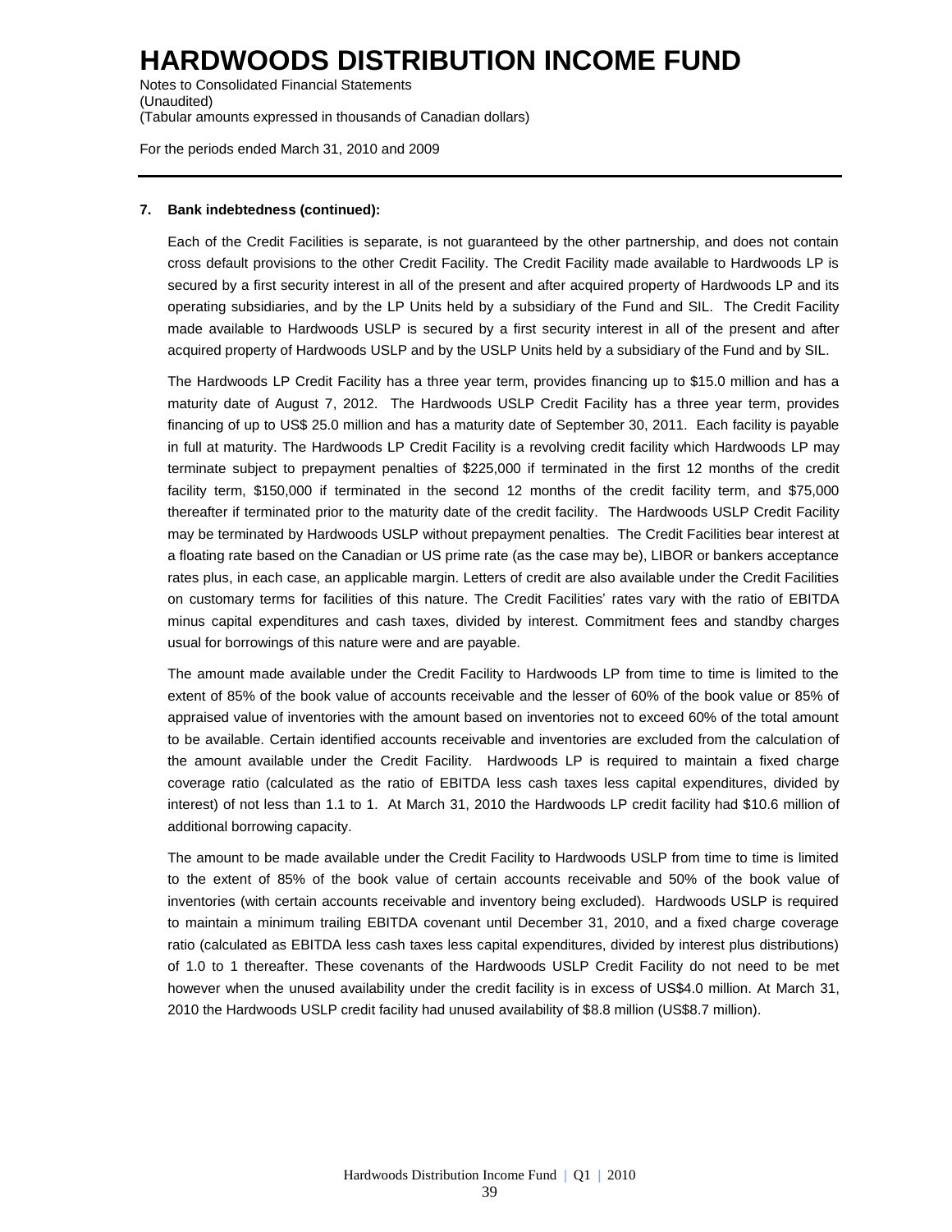**7. Bank indebtedness (continued):**

Each of the Credit Facilities is separate, is not guaranteed by the other partnership, and does not contain cross default provisions to the other Credit Facility. The Credit Facility made available to Hardwoods LP is secured by a first security interest in all of the present and after acquired property of Hardwoods LP and its operating subsidiaries, and by the LP Units held by a subsidiary of the Fund and SIL. The Credit Facility made available to Hardwoods USLP is secured by a first security interest in all of the present and after acquired property of Hardwoods USLP and by the USLP Units held by a subsidiary of the Fund and by SIL.

The Hardwoods LP Credit Facility has a three year term, provides financing up to $15.0 million and has a maturity date of August 7, 2012. The Hardwoods USLP Credit Facility has a three year term, provides financing of up to US$ 25.0 million and has a maturity date of September 30, 2011. Each facility is payable in full at maturity. The Hardwoods LP Credit Facility is a revolving credit facility which Hardwoods LP may terminate subject to prepayment penalties of $225,000 if terminated in the first 12 months of the credit facility term, $150,000 if terminated in the second 12 months of the credit facility term, and $75,000 thereafter if terminated prior to the maturity date of the credit facility. The Hardwoods USLP Credit Facility may be terminated by Hardwoods USLP without prepayment penalties. The Credit Facilities bear interest at a floating rate based on the Canadian or US prime rate (as the case may be), LIBOR or bankers acceptance rates plus, in each case, an applicable margin. Letters of credit are also available under the Credit Facilities on customary terms for facilities of this nature. The Credit Facilities' rates vary with the ratio of EBITDA minus capital expenditures and cash taxes, divided by interest. Commitment fees and standby charges usual for borrowings of this nature were and are payable.

The amount made available under the Credit Facility to Hardwoods LP from time to time is limited to the extent of 85% of the book value of accounts receivable and the lesser of 60% of the book value or 85% of appraised value of inventories with the amount based on inventories not to exceed 60% of the total amount to be available. Certain identified accounts receivable and inventories are excluded from the calculation of the amount available under the Credit Facility. Hardwoods LP is required to maintain a fixed charge coverage ratio (calculated as the ratio of EBITDA less cash taxes less capital expenditures, divided by interest) of not less than 1.1 to 1. At March 31, 2010 the Hardwoods LP credit facility had $10.6 million of additional borrowing capacity.

The amount to be made available under the Credit Facility to Hardwoods USLP from time to time is limited to the extent of 85% of the book value of certain accounts receivable and 50% of the book value of inventories (with certain accounts receivable and inventory being excluded). Hardwoods USLP is required to maintain a minimum trailing EBITDA covenant until December 31, 2010, and a fixed charge coverage ratio (calculated as EBITDA less cash taxes less capital expenditures, divided by interest plus distributions) of 1.0 to 1 thereafter. These covenants of the Hardwoods USLP Credit Facility do not need to be met however when the unused availability under the credit facility is in excess of US$4.0 million. At March 31, 2010 the Hardwoods USLP credit facility had unused availability of $8.8 million (US$8.7 million).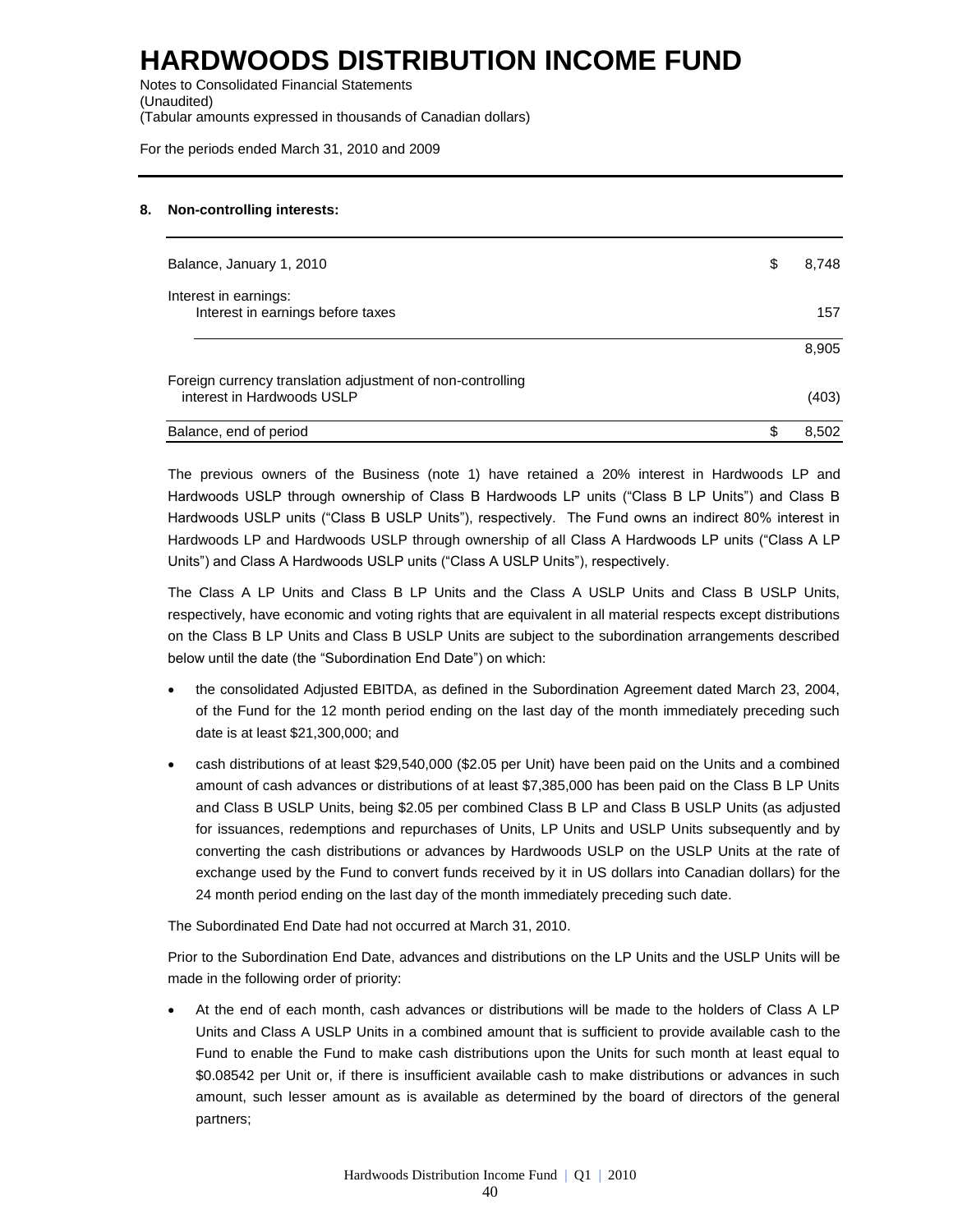# HARDWOODS DISTRIBUTION INCOME FUND

Notes to Consolidated Financial Statements
(Unaudited)
(Tabular amounts expressed in thousands of Canadian dollars)

For the periods ended March 31, 2010 and 2009

**8. Non-controlling interests:**

| | | |
|---|---|---|
| Balance, January 1, 2010 | $ | 8,748 |
| Interest in earnings: | | |
| Interest in earnings before taxes | | 157 |
| | | 8,905 |
| Foreign currency translation adjustment of non-controlling interest in Hardwoods USLP | | (403) |
| Balance, end of period | $ | 8,502 |

The previous owners of the Business (note 1) have retained a 20% interest in Hardwoods LP and Hardwoods USLP through ownership of Class B Hardwoods LP units ("Class B LP Units") and Class B Hardwoods USLP units ("Class B USLP Units"), respectively. The Fund owns an indirect 80% interest in Hardwoods LP and Hardwoods USLP through ownership of all Class A Hardwoods LP units ("Class A LP Units") and Class A Hardwoods USLP units ("Class A USLP Units"), respectively.

The Class A LP Units and Class B LP Units and the Class A USLP Units and Class B USLP Units, respectively, have economic and voting rights that are equivalent in all material respects except distributions on the Class B LP Units and Class B USLP Units are subject to the subordination arrangements described below until the date (the "Subordination End Date") on which:

- the consolidated Adjusted EBITDA, as defined in the Subordination Agreement dated March 23, 2004, of the Fund for the 12 month period ending on the last day of the month immediately preceding such date is at least $21,300,000; and
- cash distributions of at least $29,540,000 ($2.05 per Unit) have been paid on the Units and a combined amount of cash advances or distributions of at least $7,385,000 has been paid on the Class B LP Units and Class B USLP Units, being $2.05 per combined Class B LP and Class B USLP Units (as adjusted for issuances, redemptions and repurchases of Units, LP Units and USLP Units subsequently and by converting the cash distributions or advances by Hardwoods USLP on the USLP Units at the rate of exchange used by the Fund to convert funds received by it in US dollars into Canadian dollars) for the 24 month period ending on the last day of the month immediately preceding such date.

The Subordinated End Date had not occurred at March 31, 2010.

Prior to the Subordination End Date, advances and distributions on the LP Units and the USLP Units will be made in the following order of priority:

- At the end of each month, cash advances or distributions will be made to the holders of Class A LP Units and Class A USLP Units in a combined amount that is sufficient to provide available cash to the Fund to enable the Fund to make cash distributions upon the Units for such month at least equal to $0.08542 per Unit or, if there is insufficient available cash to make distributions or advances in such amount, such lesser amount as is available as determined by the board of directors of the general partners;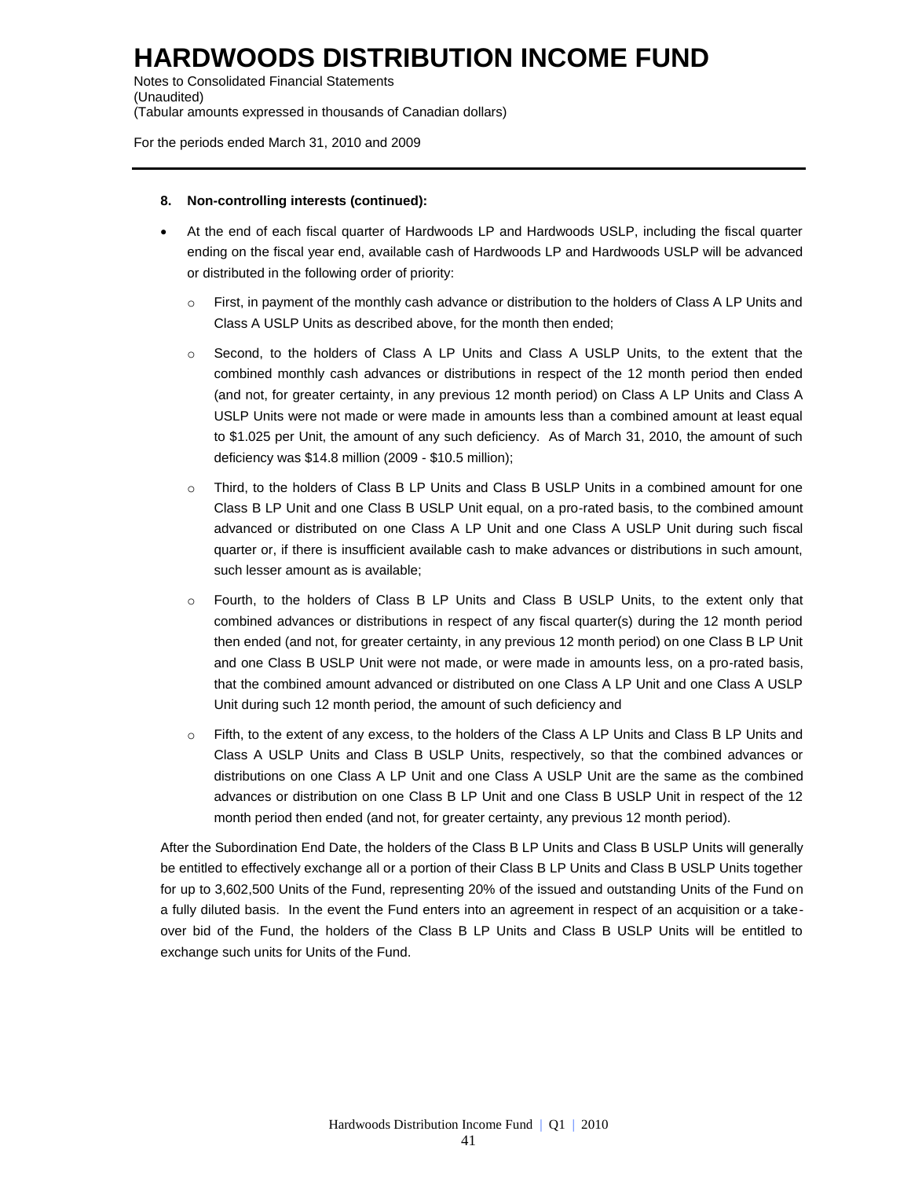# HARDWOODS DISTRIBUTION INCOME FUND

Notes to Consolidated Financial Statements
(Unaudited)
(Tabular amounts expressed in thousands of Canadian dollars)

For the periods ended March 31, 2010 and 2009

**8. Non-controlling interests (continued):**

- At the end of each fiscal quarter of Hardwoods LP and Hardwoods USLP, including the fiscal quarter ending on the fiscal year end, available cash of Hardwoods LP and Hardwoods USLP will be advanced or distributed in the following order of priority:
  - First, in payment of the monthly cash advance or distribution to the holders of Class A LP Units and Class A USLP Units as described above, for the month then ended;
  - Second, to the holders of Class A LP Units and Class A USLP Units, to the extent that the combined monthly cash advances or distributions in respect of the 12 month period then ended (and not, for greater certainty, in any previous 12 month period) on Class A LP Units and Class A USLP Units were not made or were made in amounts less than a combined amount at least equal to $1.025 per Unit, the amount of any such deficiency. As of March 31, 2010, the amount of such deficiency was $14.8 million (2009 - $10.5 million);
  - Third, to the holders of Class B LP Units and Class B USLP Units in a combined amount for one Class B LP Unit and one Class B USLP Unit equal, on a pro-rated basis, to the combined amount advanced or distributed on one Class A LP Unit and one Class A USLP Unit during such fiscal quarter or, if there is insufficient available cash to make advances or distributions in such amount, such lesser amount as is available;
  - Fourth, to the holders of Class B LP Units and Class B USLP Units, to the extent only that combined advances or distributions in respect of any fiscal quarter(s) during the 12 month period then ended (and not, for greater certainty, in any previous 12 month period) on one Class B LP Unit and one Class B USLP Unit were not made, or were made in amounts less, on a pro-rated basis, that the combined amount advanced or distributed on one Class A LP Unit and one Class A USLP Unit during such 12 month period, the amount of such deficiency and
  - Fifth, to the extent of any excess, to the holders of the Class A LP Units and Class B LP Units and Class A USLP Units and Class B USLP Units, respectively, so that the combined advances or distributions on one Class A LP Unit and one Class A USLP Unit are the same as the combined advances or distribution on one Class B LP Unit and one Class B USLP Unit in respect of the 12 month period then ended (and not, for greater certainty, any previous 12 month period).

After the Subordination End Date, the holders of the Class B LP Units and Class B USLP Units will generally be entitled to effectively exchange all or a portion of their Class B LP Units and Class B USLP Units together for up to 3,602,500 Units of the Fund, representing 20% of the issued and outstanding Units of the Fund on a fully diluted basis. In the event the Fund enters into an agreement in respect of an acquisition or a take-over bid of the Fund, the holders of the Class B LP Units and Class B USLP Units will be entitled to exchange such units for Units of the Fund.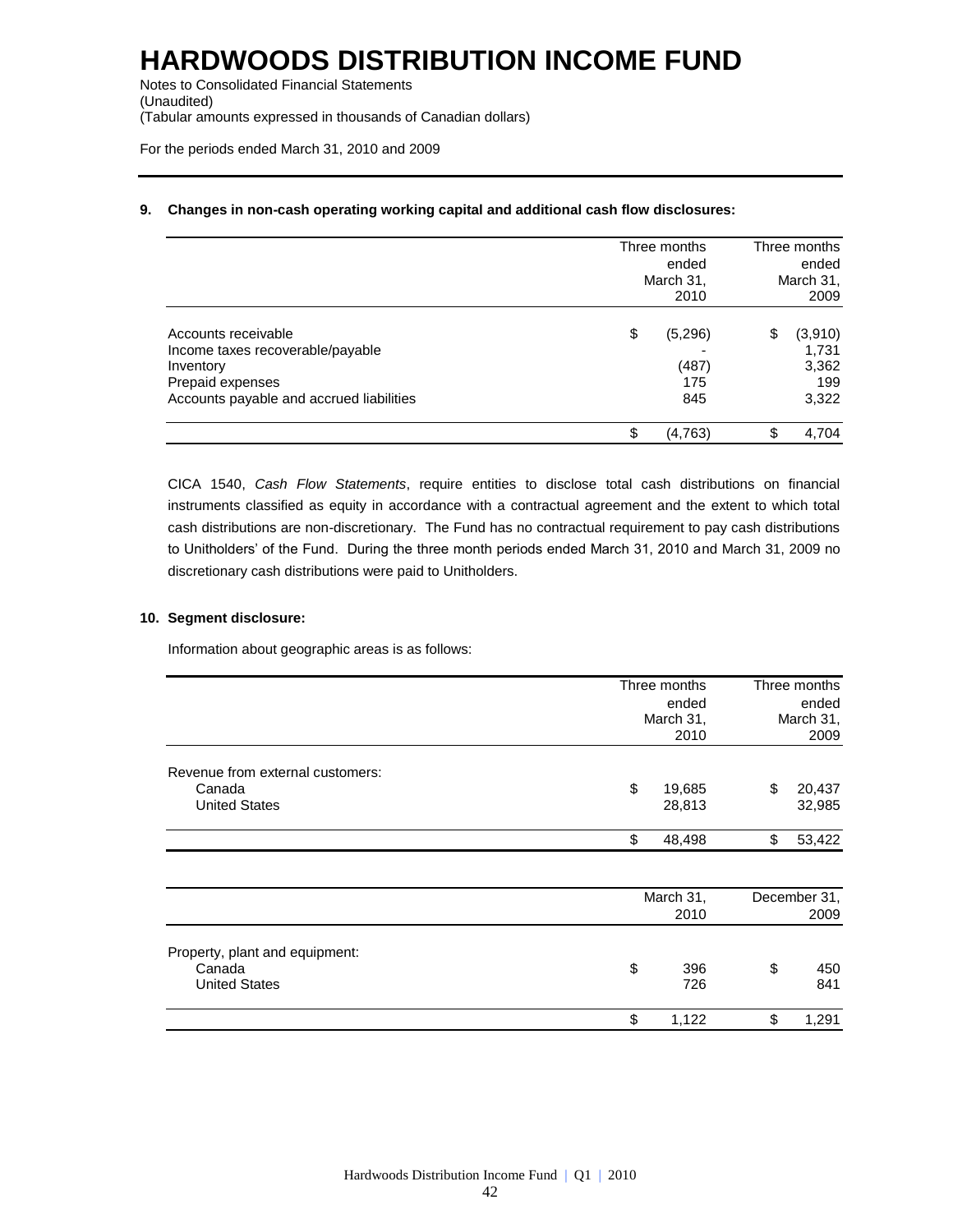# HARDWOODS DISTRIBUTION INCOME FUND

Notes to Consolidated Financial Statements
(Unaudited)
(Tabular amounts expressed in thousands of Canadian dollars)

For the periods ended March 31, 2010 and 2009

**9. Changes in non-cash operating working capital and additional cash flow disclosures:**

| | Three months ended March 31, 2010 | Three months ended March 31, 2009 |
|---|---|---|
| Accounts receivable | $ (5,296) | $ (3,910) |
| Income taxes recoverable/payable | - | 1,731 |
| Inventory | (487) | 3,362 |
| Prepaid expenses | 175 | 199 |
| Accounts payable and accrued liabilities | 845 | 3,322 |
| | $ (4,763) | $ 4,704 |

CICA 1540, *Cash Flow Statements*, require entities to disclose total cash distributions on financial instruments classified as equity in accordance with a contractual agreement and the extent to which total cash distributions are non-discretionary. The Fund has no contractual requirement to pay cash distributions to Unitholders' of the Fund. During the three month periods ended March 31, 2010 and March 31, 2009 no discretionary cash distributions were paid to Unitholders.

**10. Segment disclosure:**

Information about geographic areas is as follows:

| | Three months ended March 31, 2010 | Three months ended March 31, 2009 |
|---|---|---|
| Revenue from external customers: | | |
| Canada | $ 19,685 | $ 20,437 |
| United States | 28,813 | 32,985 |
| | $ 48,498 | $ 53,422 |

| | March 31, 2010 | December 31, 2009 |
|---|---|---|
| Property, plant and equipment: | | |
| Canada | $ 396 | $ 450 |
| United States | 726 | 841 |
| | $ 1,122 | $ 1,291 |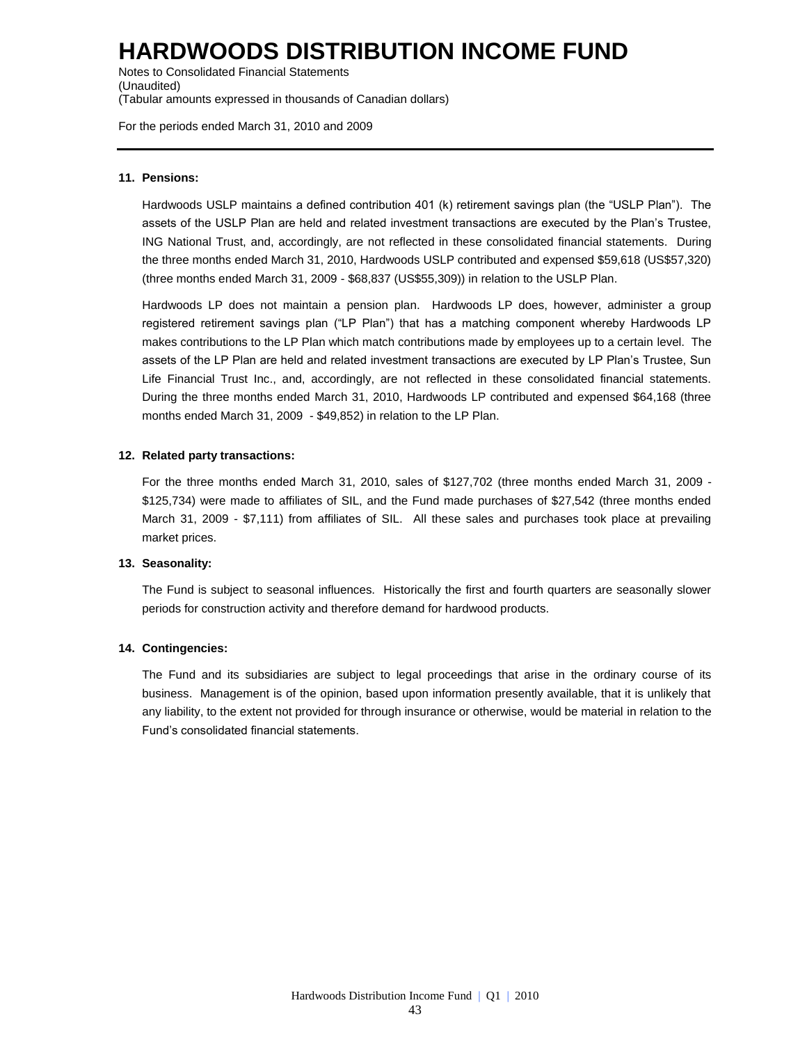# HARDWOODS DISTRIBUTION INCOME FUND

Notes to Consolidated Financial Statements
(Unaudited)
(Tabular amounts expressed in thousands of Canadian dollars)

For the periods ended March 31, 2010 and 2009

---

**11. Pensions:**

Hardwoods USLP maintains a defined contribution 401 (k) retirement savings plan (the "USLP Plan"). The assets of the USLP Plan are held and related investment transactions are executed by the Plan's Trustee, ING National Trust, and, accordingly, are not reflected in these consolidated financial statements. During the three months ended March 31, 2010, Hardwoods USLP contributed and expensed $59,618 (US$57,320) (three months ended March 31, 2009 - $68,837 (US$55,309)) in relation to the USLP Plan.

Hardwoods LP does not maintain a pension plan. Hardwoods LP does, however, administer a group registered retirement savings plan ("LP Plan") that has a matching component whereby Hardwoods LP makes contributions to the LP Plan which match contributions made by employees up to a certain level. The assets of the LP Plan are held and related investment transactions are executed by LP Plan's Trustee, Sun Life Financial Trust Inc., and, accordingly, are not reflected in these consolidated financial statements. During the three months ended March 31, 2010, Hardwoods LP contributed and expensed $64,168 (three months ended March 31, 2009 - $49,852) in relation to the LP Plan.

**12. Related party transactions:**

For the three months ended March 31, 2010, sales of $127,702 (three months ended March 31, 2009 - $125,734) were made to affiliates of SIL, and the Fund made purchases of $27,542 (three months ended March 31, 2009 - $7,111) from affiliates of SIL. All these sales and purchases took place at prevailing market prices.

**13. Seasonality:**

The Fund is subject to seasonal influences. Historically the first and fourth quarters are seasonally slower periods for construction activity and therefore demand for hardwood products.

**14. Contingencies:**

The Fund and its subsidiaries are subject to legal proceedings that arise in the ordinary course of its business. Management is of the opinion, based upon information presently available, that it is unlikely that any liability, to the extent not provided for through insurance or otherwise, would be material in relation to the Fund's consolidated financial statements.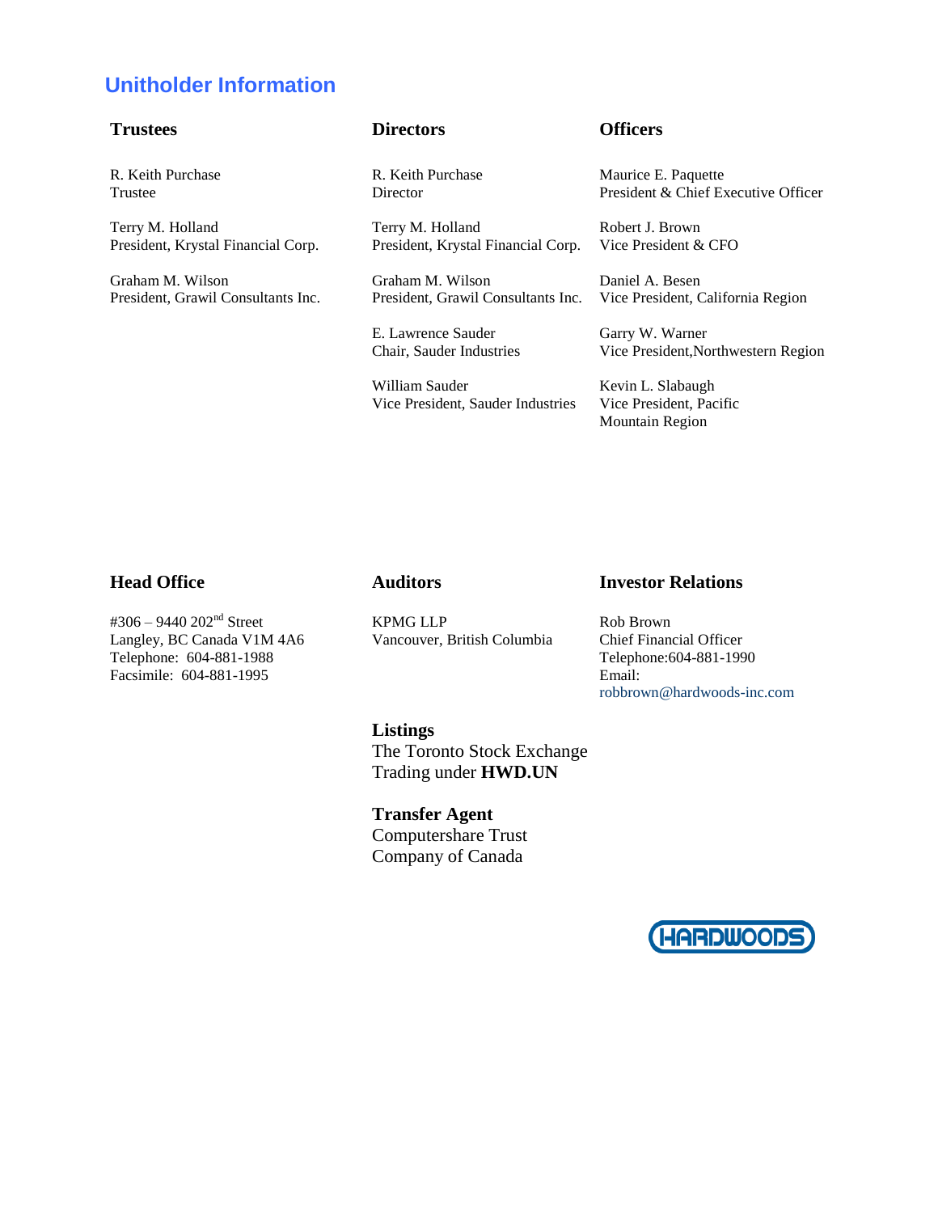# Unitholder Information

### Trustees

R. Keith Purchase
Trustee

Terry M. Holland
President, Krystal Financial Corp.

Graham M. Wilson
President, Grawil Consultants Inc.

### Directors

R. Keith Purchase
Director

Terry M. Holland
President, Krystal Financial Corp.

Graham M. Wilson
President, Grawil Consultants Inc.

E. Lawrence Sauder
Chair, Sauder Industries

William Sauder
Vice President, Sauder Industries

### Officers

Maurice E. Paquette
President & Chief Executive Officer

Robert J. Brown
Vice President & CFO

Daniel A. Besen
Vice President, California Region

Garry W. Warner
Vice President,Northwestern Region

Kevin L. Slabaugh
Vice President, Pacific Mountain Region

### Head Office

#306 – 9440 202nd Street
Langley, BC Canada V1M 4A6
Telephone: 604-881-1988
Facsimile: 604-881-1995

### Auditors

KPMG LLP
Vancouver, British Columbia

### Investor Relations

Rob Brown
Chief Financial Officer
Telephone:604-881-1990
Email:
robbrown@hardwoods-inc.com

### Listings

The Toronto Stock Exchange
Trading under **HWD.UN**

### Transfer Agent

Computershare Trust
Company of Canada

HARDWOODS